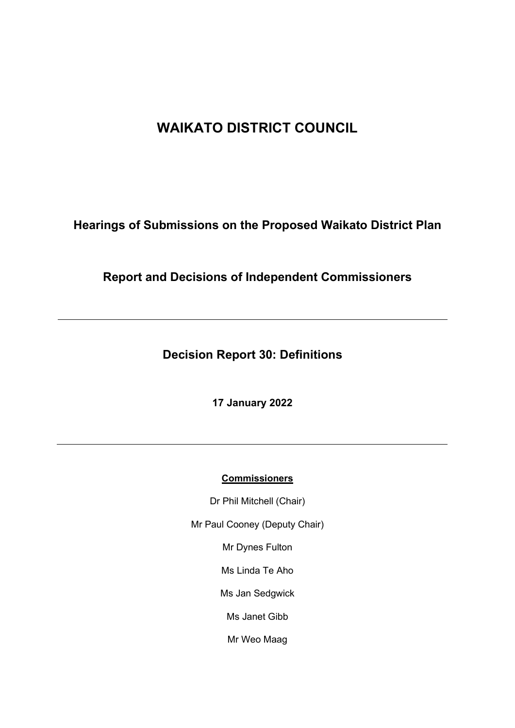# WAIKATO DISTRICT COUNCIL

## Hearings of Submissions on the Proposed Waikato District Plan

## Report and Decisions of Independent Commissioners

---

## Decision Report 30: Definitions

**17 January 2022**

---

**Commissioners**

Dr Phil Mitchell (Chair)

Mr Paul Cooney (Deputy Chair)

Mr Dynes Fulton

Ms Linda Te Aho

Ms Jan Sedgwick

Ms Janet Gibb

Mr Weo Maag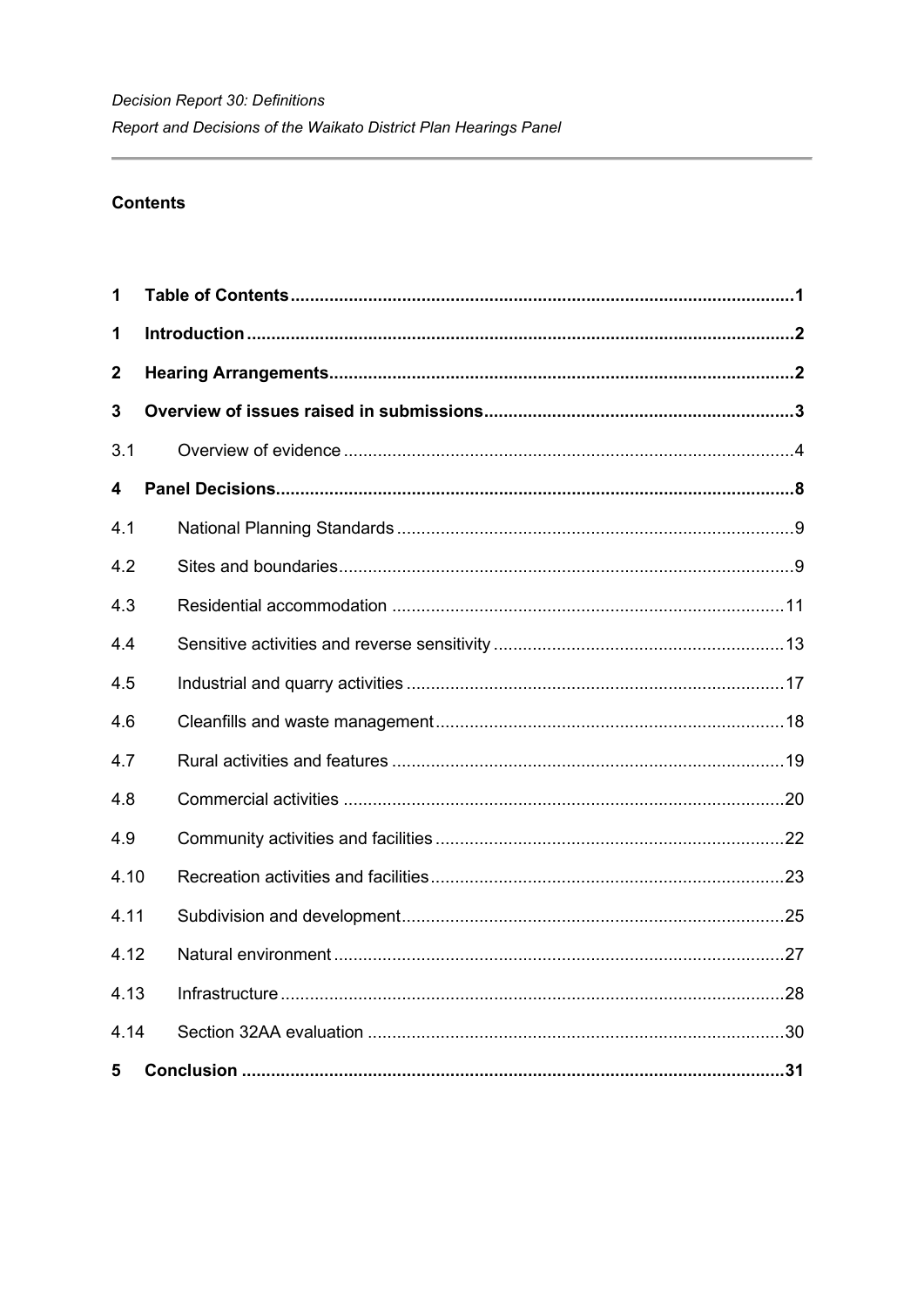## Contents

| | | |
|---|---|---|
| **1** | **Table of Contents** | **1** |
| **1** | **Introduction** | **2** |
| **2** | **Hearing Arrangements** | **2** |
| **3** | **Overview of issues raised in submissions** | **3** |
| 3.1 | Overview of evidence | 4 |
| **4** | **Panel Decisions** | **8** |
| 4.1 | National Planning Standards | 9 |
| 4.2 | Sites and boundaries | 9 |
| 4.3 | Residential accommodation | 11 |
| 4.4 | Sensitive activities and reverse sensitivity | 13 |
| 4.5 | Industrial and quarry activities | 17 |
| 4.6 | Cleanfills and waste management | 18 |
| 4.7 | Rural activities and features | 19 |
| 4.8 | Commercial activities | 20 |
| 4.9 | Community activities and facilities | 22 |
| 4.10 | Recreation activities and facilities | 23 |
| 4.11 | Subdivision and development | 25 |
| 4.12 | Natural environment | 27 |
| 4.13 | Infrastructure | 28 |
| 4.14 | Section 32AA evaluation | 30 |
| **5** | **Conclusion** | **31** |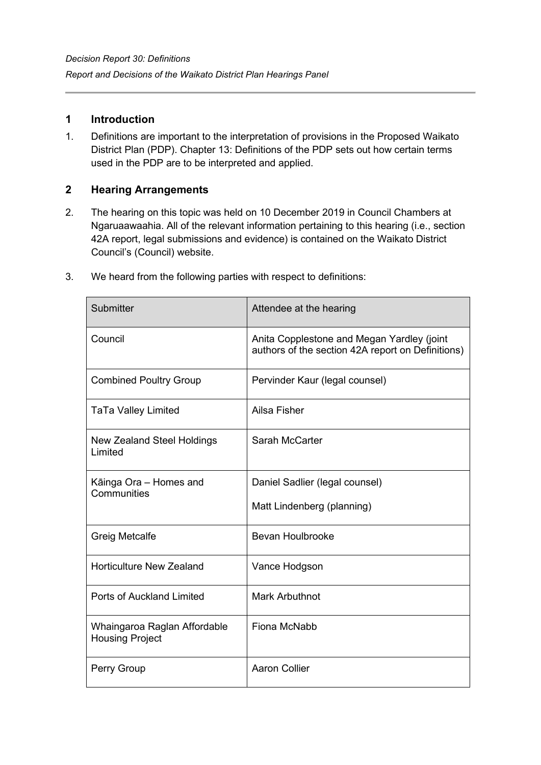## 1 Introduction

1. Definitions are important to the interpretation of provisions in the Proposed Waikato District Plan (PDP). Chapter 13: Definitions of the PDP sets out how certain terms used in the PDP are to be interpreted and applied.

## 2 Hearing Arrangements

2. The hearing on this topic was held on 10 December 2019 in Council Chambers at Ngaruaawaahia. All of the relevant information pertaining to this hearing (i.e., section 42A report, legal submissions and evidence) is contained on the Waikato District Council's (Council) website.

3. We heard from the following parties with respect to definitions:

| Submitter | Attendee at the hearing |
|---|---|
| Council | Anita Copplestone and Megan Yardley (joint authors of the section 42A report on Definitions) |
| Combined Poultry Group | Pervinder Kaur (legal counsel) |
| TaTa Valley Limited | Ailsa Fisher |
| New Zealand Steel Holdings Limited | Sarah McCarter |
| Kāinga Ora – Homes and Communities | Daniel Sadlier (legal counsel)<br><br>Matt Lindenberg (planning) |
| Greig Metcalfe | Bevan Houlbrooke |
| Horticulture New Zealand | Vance Hodgson |
| Ports of Auckland Limited | Mark Arbuthnot |
| Whaingaroa Raglan Affordable Housing Project | Fiona McNabb |
| Perry Group | Aaron Collier |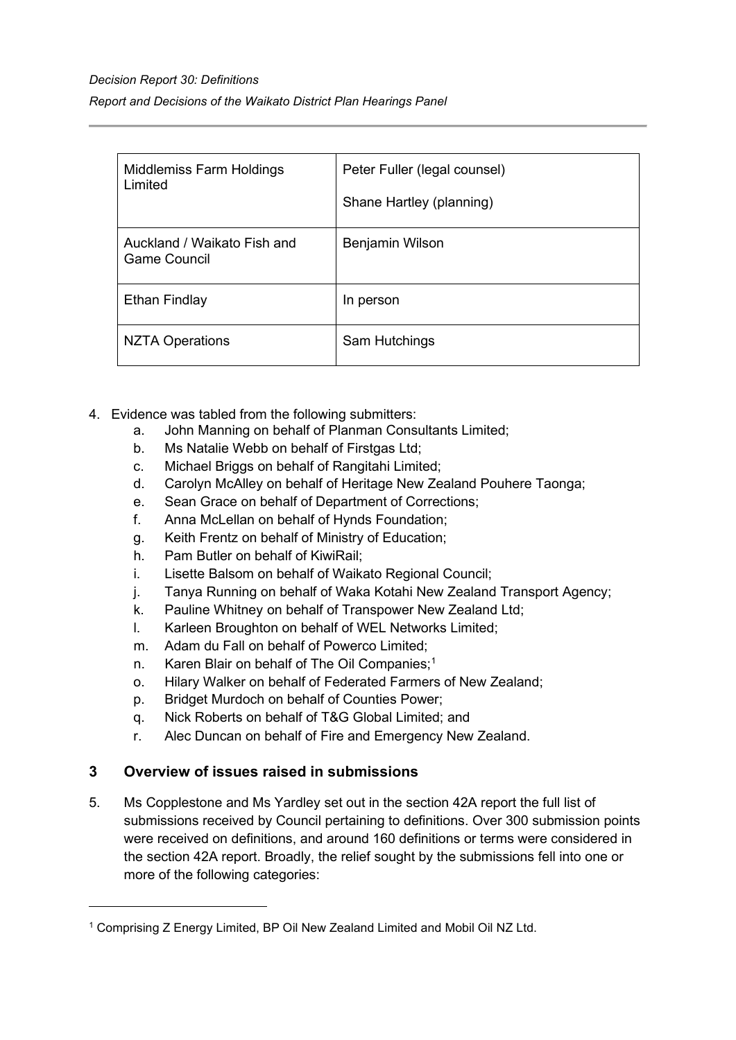| | |
|---|---|
| Middlemiss Farm Holdings Limited | Peter Fuller (legal counsel)<br><br>Shane Hartley (planning) |
| Auckland / Waikato Fish and Game Council | Benjamin Wilson |
| Ethan Findlay | In person |
| NZTA Operations | Sam Hutchings |

4. Evidence was tabled from the following submitters:
    a. John Manning on behalf of Planman Consultants Limited;
    b. Ms Natalie Webb on behalf of Firstgas Ltd;
    c. Michael Briggs on behalf of Rangitahi Limited;
    d. Carolyn McAlley on behalf of Heritage New Zealand Pouhere Taonga;
    e. Sean Grace on behalf of Department of Corrections;
    f. Anna McLellan on behalf of Hynds Foundation;
    g. Keith Frentz on behalf of Ministry of Education;
    h. Pam Butler on behalf of KiwiRail;
    i. Lisette Balsom on behalf of Waikato Regional Council;
    j. Tanya Running on behalf of Waka Kotahi New Zealand Transport Agency;
    k. Pauline Whitney on behalf of Transpower New Zealand Ltd;
    l. Karleen Broughton on behalf of WEL Networks Limited;
    m. Adam du Fall on behalf of Powerco Limited;
    n. Karen Blair on behalf of The Oil Companies;[1]
    o. Hilary Walker on behalf of Federated Farmers of New Zealand;
    p. Bridget Murdoch on behalf of Counties Power;
    q. Nick Roberts on behalf of T&G Global Limited; and
    r. Alec Duncan on behalf of Fire and Emergency New Zealand.

## 3 Overview of issues raised in submissions

5. Ms Copplestone and Ms Yardley set out in the section 42A report the full list of submissions received by Council pertaining to definitions. Over 300 submission points were received on definitions, and around 160 definitions or terms were considered in the section 42A report. Broadly, the relief sought by the submissions fell into one or more of the following categories:

[1] Comprising Z Energy Limited, BP Oil New Zealand Limited and Mobil Oil NZ Ltd.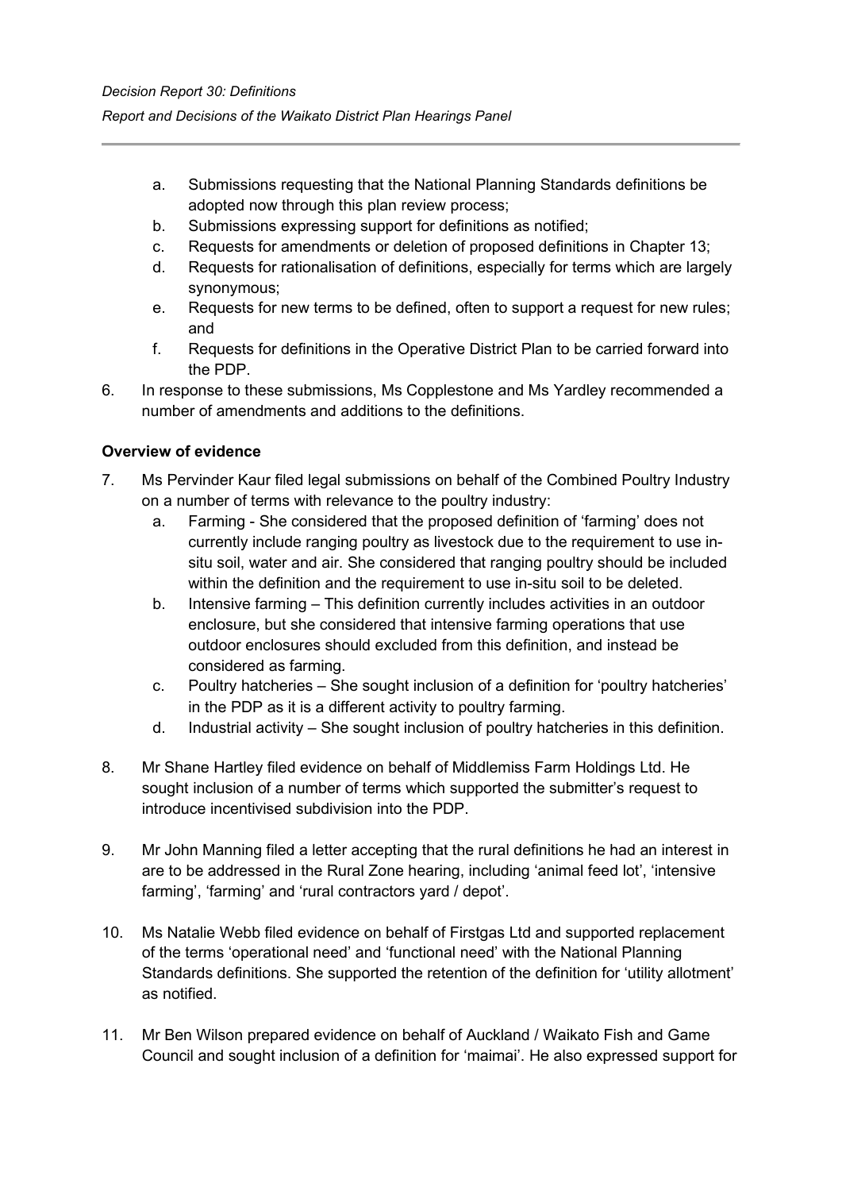a. Submissions requesting that the National Planning Standards definitions be adopted now through this plan review process;
b. Submissions expressing support for definitions as notified;
c. Requests for amendments or deletion of proposed definitions in Chapter 13;
d. Requests for rationalisation of definitions, especially for terms which are largely synonymous;
e. Requests for new terms to be defined, often to support a request for new rules; and
f. Requests for definitions in the Operative District Plan to be carried forward into the PDP.

6. In response to these submissions, Ms Copplestone and Ms Yardley recommended a number of amendments and additions to the definitions.

**Overview of evidence**

7. Ms Pervinder Kaur filed legal submissions on behalf of the Combined Poultry Industry on a number of terms with relevance to the poultry industry:
   a. Farming - She considered that the proposed definition of 'farming' does not currently include ranging poultry as livestock due to the requirement to use in-situ soil, water and air. She considered that ranging poultry should be included within the definition and the requirement to use in-situ soil to be deleted.
   b. Intensive farming – This definition currently includes activities in an outdoor enclosure, but she considered that intensive farming operations that use outdoor enclosures should excluded from this definition, and instead be considered as farming.
   c. Poultry hatcheries – She sought inclusion of a definition for 'poultry hatcheries' in the PDP as it is a different activity to poultry farming.
   d. Industrial activity – She sought inclusion of poultry hatcheries in this definition.

8. Mr Shane Hartley filed evidence on behalf of Middlemiss Farm Holdings Ltd. He sought inclusion of a number of terms which supported the submitter's request to introduce incentivised subdivision into the PDP.

9. Mr John Manning filed a letter accepting that the rural definitions he had an interest in are to be addressed in the Rural Zone hearing, including 'animal feed lot', 'intensive farming', 'farming' and 'rural contractors yard / depot'.

10. Ms Natalie Webb filed evidence on behalf of Firstgas Ltd and supported replacement of the terms 'operational need' and 'functional need' with the National Planning Standards definitions. She supported the retention of the definition for 'utility allotment' as notified.

11. Mr Ben Wilson prepared evidence on behalf of Auckland / Waikato Fish and Game Council and sought inclusion of a definition for 'maimai'. He also expressed support for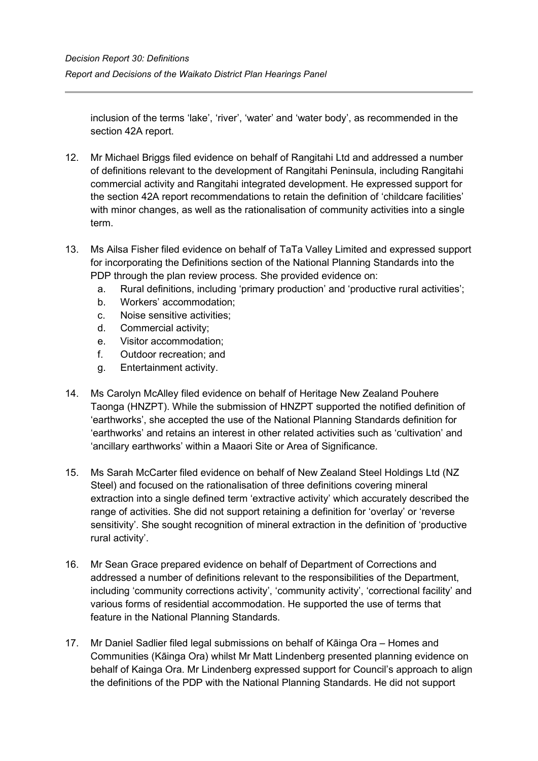inclusion of the terms 'lake', 'river', 'water' and 'water body', as recommended in the section 42A report.

12. Mr Michael Briggs filed evidence on behalf of Rangitahi Ltd and addressed a number of definitions relevant to the development of Rangitahi Peninsula, including Rangitahi commercial activity and Rangitahi integrated development. He expressed support for the section 42A report recommendations to retain the definition of 'childcare facilities' with minor changes, as well as the rationalisation of community activities into a single term.

13. Ms Ailsa Fisher filed evidence on behalf of TaTa Valley Limited and expressed support for incorporating the Definitions section of the National Planning Standards into the PDP through the plan review process. She provided evidence on:
    a. Rural definitions, including 'primary production' and 'productive rural activities';
    b. Workers' accommodation;
    c. Noise sensitive activities;
    d. Commercial activity;
    e. Visitor accommodation;
    f. Outdoor recreation; and
    g. Entertainment activity.

14. Ms Carolyn McAlley filed evidence on behalf of Heritage New Zealand Pouhere Taonga (HNZPT). While the submission of HNZPT supported the notified definition of 'earthworks', she accepted the use of the National Planning Standards definition for 'earthworks' and retains an interest in other related activities such as 'cultivation' and 'ancillary earthworks' within a Maaori Site or Area of Significance.

15. Ms Sarah McCarter filed evidence on behalf of New Zealand Steel Holdings Ltd (NZ Steel) and focused on the rationalisation of three definitions covering mineral extraction into a single defined term 'extractive activity' which accurately described the range of activities. She did not support retaining a definition for 'overlay' or 'reverse sensitivity'. She sought recognition of mineral extraction in the definition of 'productive rural activity'.

16. Mr Sean Grace prepared evidence on behalf of Department of Corrections and addressed a number of definitions relevant to the responsibilities of the Department, including 'community corrections activity', 'community activity', 'correctional facility' and various forms of residential accommodation. He supported the use of terms that feature in the National Planning Standards.

17. Mr Daniel Sadlier filed legal submissions on behalf of Kāinga Ora – Homes and Communities (Kāinga Ora) whilst Mr Matt Lindenberg presented planning evidence on behalf of Kainga Ora. Mr Lindenberg expressed support for Council's approach to align the definitions of the PDP with the National Planning Standards. He did not support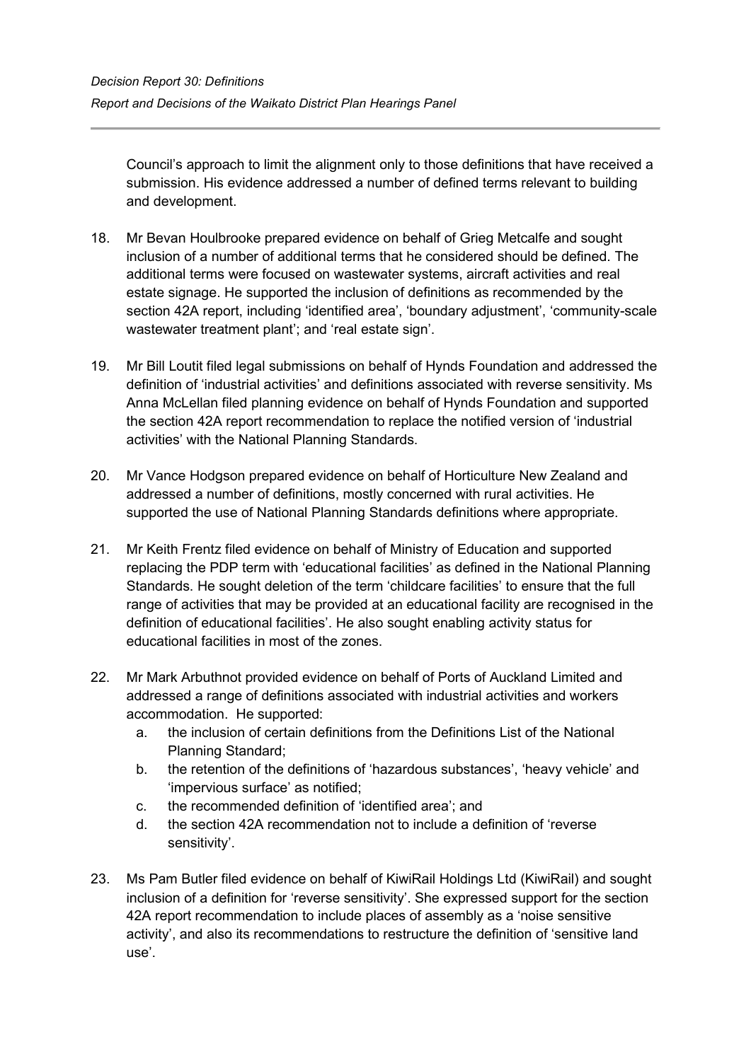Council's approach to limit the alignment only to those definitions that have received a submission. His evidence addressed a number of defined terms relevant to building and development.

18. Mr Bevan Houlbrooke prepared evidence on behalf of Grieg Metcalfe and sought inclusion of a number of additional terms that he considered should be defined. The additional terms were focused on wastewater systems, aircraft activities and real estate signage. He supported the inclusion of definitions as recommended by the section 42A report, including 'identified area', 'boundary adjustment', 'community-scale wastewater treatment plant'; and 'real estate sign'.

19. Mr Bill Loutit filed legal submissions on behalf of Hynds Foundation and addressed the definition of 'industrial activities' and definitions associated with reverse sensitivity. Ms Anna McLellan filed planning evidence on behalf of Hynds Foundation and supported the section 42A report recommendation to replace the notified version of 'industrial activities' with the National Planning Standards.

20. Mr Vance Hodgson prepared evidence on behalf of Horticulture New Zealand and addressed a number of definitions, mostly concerned with rural activities. He supported the use of National Planning Standards definitions where appropriate.

21. Mr Keith Frentz filed evidence on behalf of Ministry of Education and supported replacing the PDP term with 'educational facilities' as defined in the National Planning Standards. He sought deletion of the term 'childcare facilities' to ensure that the full range of activities that may be provided at an educational facility are recognised in the definition of educational facilities'. He also sought enabling activity status for educational facilities in most of the zones.

22. Mr Mark Arbuthnot provided evidence on behalf of Ports of Auckland Limited and addressed a range of definitions associated with industrial activities and workers accommodation. He supported:
    a. the inclusion of certain definitions from the Definitions List of the National Planning Standard;
    b. the retention of the definitions of 'hazardous substances', 'heavy vehicle' and 'impervious surface' as notified;
    c. the recommended definition of 'identified area'; and
    d. the section 42A recommendation not to include a definition of 'reverse sensitivity'.

23. Ms Pam Butler filed evidence on behalf of KiwiRail Holdings Ltd (KiwiRail) and sought inclusion of a definition for 'reverse sensitivity'. She expressed support for the section 42A report recommendation to include places of assembly as a 'noise sensitive activity', and also its recommendations to restructure the definition of 'sensitive land use'.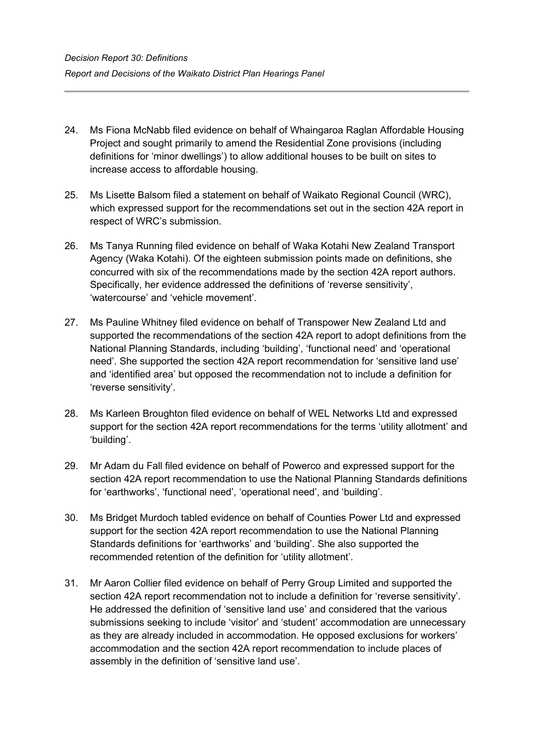24. Ms Fiona McNabb filed evidence on behalf of Whaingaroa Raglan Affordable Housing Project and sought primarily to amend the Residential Zone provisions (including definitions for 'minor dwellings') to allow additional houses to be built on sites to increase access to affordable housing.

25. Ms Lisette Balsom filed a statement on behalf of Waikato Regional Council (WRC), which expressed support for the recommendations set out in the section 42A report in respect of WRC's submission.

26. Ms Tanya Running filed evidence on behalf of Waka Kotahi New Zealand Transport Agency (Waka Kotahi). Of the eighteen submission points made on definitions, she concurred with six of the recommendations made by the section 42A report authors. Specifically, her evidence addressed the definitions of 'reverse sensitivity', 'watercourse' and 'vehicle movement'.

27. Ms Pauline Whitney filed evidence on behalf of Transpower New Zealand Ltd and supported the recommendations of the section 42A report to adopt definitions from the National Planning Standards, including 'building', 'functional need' and 'operational need'. She supported the section 42A report recommendation for 'sensitive land use' and 'identified area' but opposed the recommendation not to include a definition for 'reverse sensitivity'.

28. Ms Karleen Broughton filed evidence on behalf of WEL Networks Ltd and expressed support for the section 42A report recommendations for the terms 'utility allotment' and 'building'.

29. Mr Adam du Fall filed evidence on behalf of Powerco and expressed support for the section 42A report recommendation to use the National Planning Standards definitions for 'earthworks', 'functional need', 'operational need', and 'building'.

30. Ms Bridget Murdoch tabled evidence on behalf of Counties Power Ltd and expressed support for the section 42A report recommendation to use the National Planning Standards definitions for 'earthworks' and 'building'. She also supported the recommended retention of the definition for 'utility allotment'.

31. Mr Aaron Collier filed evidence on behalf of Perry Group Limited and supported the section 42A report recommendation not to include a definition for 'reverse sensitivity'. He addressed the definition of 'sensitive land use' and considered that the various submissions seeking to include 'visitor' and 'student' accommodation are unnecessary as they are already included in accommodation. He opposed exclusions for workers' accommodation and the section 42A report recommendation to include places of assembly in the definition of 'sensitive land use'.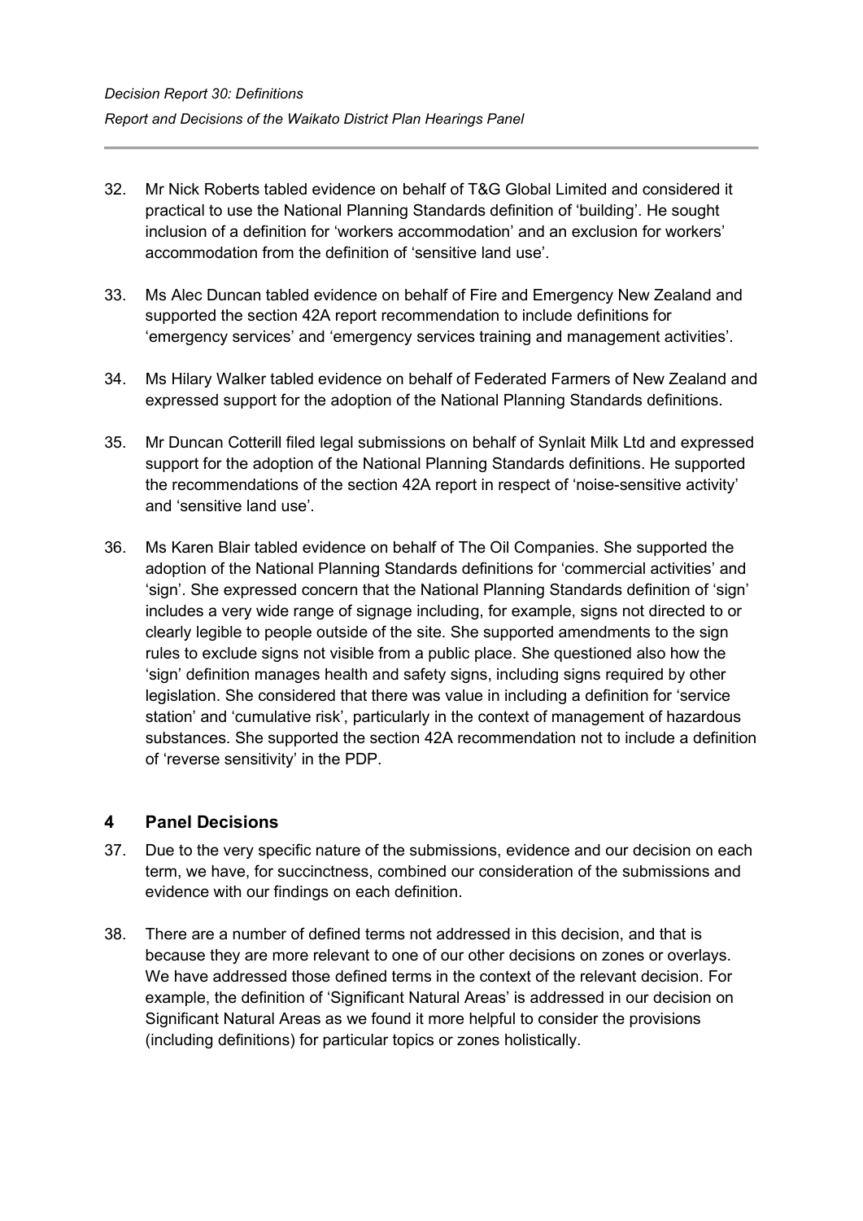32. Mr Nick Roberts tabled evidence on behalf of T&G Global Limited and considered it practical to use the National Planning Standards definition of 'building'. He sought inclusion of a definition for 'workers accommodation' and an exclusion for workers' accommodation from the definition of 'sensitive land use'.

33. Ms Alec Duncan tabled evidence on behalf of Fire and Emergency New Zealand and supported the section 42A report recommendation to include definitions for 'emergency services' and 'emergency services training and management activities'.

34. Ms Hilary Walker tabled evidence on behalf of Federated Farmers of New Zealand and expressed support for the adoption of the National Planning Standards definitions.

35. Mr Duncan Cotterill filed legal submissions on behalf of Synlait Milk Ltd and expressed support for the adoption of the National Planning Standards definitions. He supported the recommendations of the section 42A report in respect of 'noise-sensitive activity' and 'sensitive land use'.

36. Ms Karen Blair tabled evidence on behalf of The Oil Companies. She supported the adoption of the National Planning Standards definitions for 'commercial activities' and 'sign'. She expressed concern that the National Planning Standards definition of 'sign' includes a very wide range of signage including, for example, signs not directed to or clearly legible to people outside of the site. She supported amendments to the sign rules to exclude signs not visible from a public place. She questioned also how the 'sign' definition manages health and safety signs, including signs required by other legislation. She considered that there was value in including a definition for 'service station' and 'cumulative risk', particularly in the context of management of hazardous substances. She supported the section 42A recommendation not to include a definition of 'reverse sensitivity' in the PDP.

## 4 Panel Decisions

37. Due to the very specific nature of the submissions, evidence and our decision on each term, we have, for succinctness, combined our consideration of the submissions and evidence with our findings on each definition.

38. There are a number of defined terms not addressed in this decision, and that is because they are more relevant to one of our other decisions on zones or overlays. We have addressed those defined terms in the context of the relevant decision. For example, the definition of 'Significant Natural Areas' is addressed in our decision on Significant Natural Areas as we found it more helpful to consider the provisions (including definitions) for particular topics or zones holistically.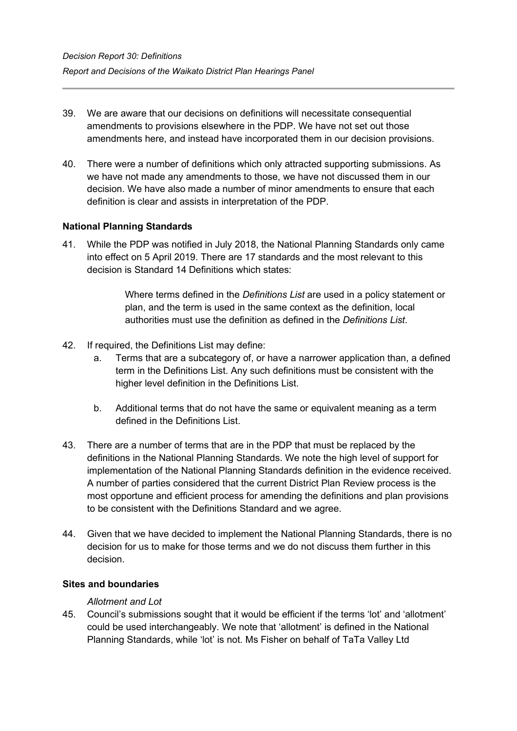39. We are aware that our decisions on definitions will necessitate consequential amendments to provisions elsewhere in the PDP. We have not set out those amendments here, and instead have incorporated them in our decision provisions.

40. There were a number of definitions which only attracted supporting submissions. As we have not made any amendments to those, we have not discussed them in our decision. We have also made a number of minor amendments to ensure that each definition is clear and assists in interpretation of the PDP.

**National Planning Standards**

41. While the PDP was notified in July 2018, the National Planning Standards only came into effect on 5 April 2019. There are 17 standards and the most relevant to this decision is Standard 14 Definitions which states:

> Where terms defined in the *Definitions List* are used in a policy statement or plan, and the term is used in the same context as the definition, local authorities must use the definition as defined in the *Definitions List*.

42. If required, the Definitions List may define:
    a. Terms that are a subcategory of, or have a narrower application than, a defined term in the Definitions List. Any such definitions must be consistent with the higher level definition in the Definitions List.
    b. Additional terms that do not have the same or equivalent meaning as a term defined in the Definitions List.

43. There are a number of terms that are in the PDP that must be replaced by the definitions in the National Planning Standards. We note the high level of support for implementation of the National Planning Standards definition in the evidence received. A number of parties considered that the current District Plan Review process is the most opportune and efficient process for amending the definitions and plan provisions to be consistent with the Definitions Standard and we agree.

44. Given that we have decided to implement the National Planning Standards, there is no decision for us to make for those terms and we do not discuss them further in this decision.

**Sites and boundaries**

*Allotment and Lot*

45. Council's submissions sought that it would be efficient if the terms 'lot' and 'allotment' could be used interchangeably. We note that 'allotment' is defined in the National Planning Standards, while 'lot' is not. Ms Fisher on behalf of TaTa Valley Ltd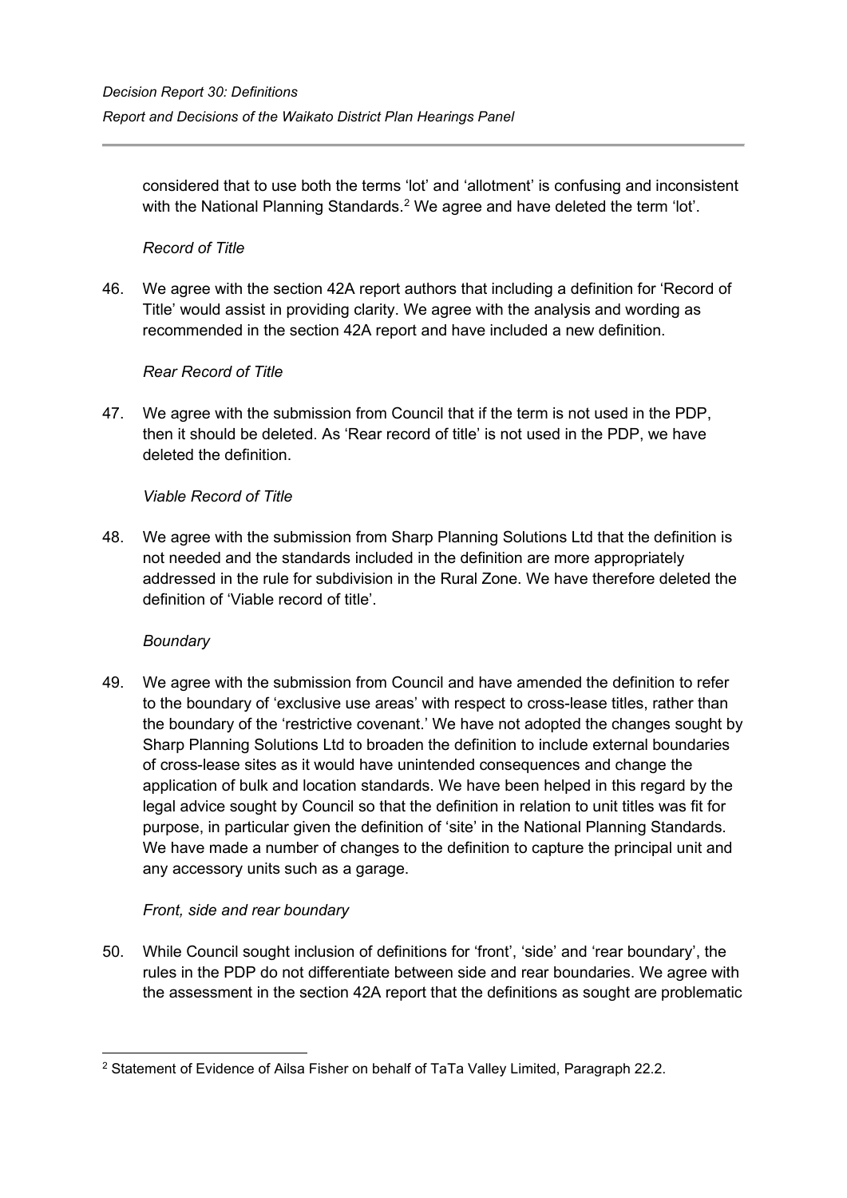considered that to use both the terms 'lot' and 'allotment' is confusing and inconsistent with the National Planning Standards.[2] We agree and have deleted the term 'lot'.

*Record of Title*

46. We agree with the section 42A report authors that including a definition for 'Record of Title' would assist in providing clarity. We agree with the analysis and wording as recommended in the section 42A report and have included a new definition.

*Rear Record of Title*

47. We agree with the submission from Council that if the term is not used in the PDP, then it should be deleted. As 'Rear record of title' is not used in the PDP, we have deleted the definition.

*Viable Record of Title*

48. We agree with the submission from Sharp Planning Solutions Ltd that the definition is not needed and the standards included in the definition are more appropriately addressed in the rule for subdivision in the Rural Zone. We have therefore deleted the definition of 'Viable record of title'.

*Boundary*

49. We agree with the submission from Council and have amended the definition to refer to the boundary of 'exclusive use areas' with respect to cross-lease titles, rather than the boundary of the 'restrictive covenant.' We have not adopted the changes sought by Sharp Planning Solutions Ltd to broaden the definition to include external boundaries of cross-lease sites as it would have unintended consequences and change the application of bulk and location standards. We have been helped in this regard by the legal advice sought by Council so that the definition in relation to unit titles was fit for purpose, in particular given the definition of 'site' in the National Planning Standards. We have made a number of changes to the definition to capture the principal unit and any accessory units such as a garage.

*Front, side and rear boundary*

50. While Council sought inclusion of definitions for 'front', 'side' and 'rear boundary', the rules in the PDP do not differentiate between side and rear boundaries. We agree with the assessment in the section 42A report that the definitions as sought are problematic

[2] Statement of Evidence of Ailsa Fisher on behalf of TaTa Valley Limited, Paragraph 22.2.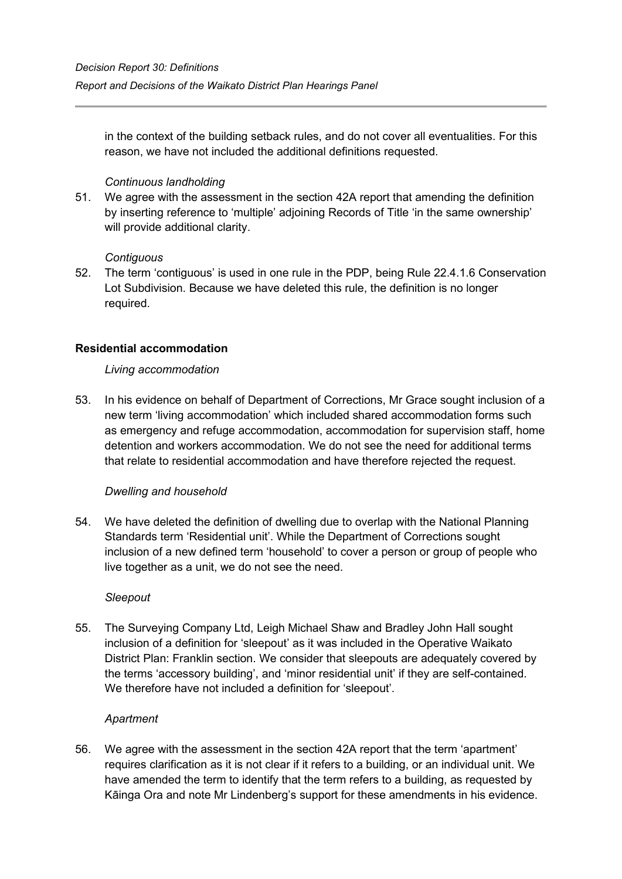in the context of the building setback rules, and do not cover all eventualities. For this reason, we have not included the additional definitions requested.

*Continuous landholding*

51. We agree with the assessment in the section 42A report that amending the definition by inserting reference to 'multiple' adjoining Records of Title 'in the same ownership' will provide additional clarity.

*Contiguous*

52. The term 'contiguous' is used in one rule in the PDP, being Rule 22.4.1.6 Conservation Lot Subdivision. Because we have deleted this rule, the definition is no longer required.

**Residential accommodation**

*Living accommodation*

53. In his evidence on behalf of Department of Corrections, Mr Grace sought inclusion of a new term 'living accommodation' which included shared accommodation forms such as emergency and refuge accommodation, accommodation for supervision staff, home detention and workers accommodation. We do not see the need for additional terms that relate to residential accommodation and have therefore rejected the request.

*Dwelling and household*

54. We have deleted the definition of dwelling due to overlap with the National Planning Standards term 'Residential unit'. While the Department of Corrections sought inclusion of a new defined term 'household' to cover a person or group of people who live together as a unit, we do not see the need.

*Sleepout*

55. The Surveying Company Ltd, Leigh Michael Shaw and Bradley John Hall sought inclusion of a definition for 'sleepout' as it was included in the Operative Waikato District Plan: Franklin section. We consider that sleepouts are adequately covered by the terms 'accessory building', and 'minor residential unit' if they are self-contained. We therefore have not included a definition for 'sleepout'.

*Apartment*

56. We agree with the assessment in the section 42A report that the term 'apartment' requires clarification as it is not clear if it refers to a building, or an individual unit. We have amended the term to identify that the term refers to a building, as requested by Kāinga Ora and note Mr Lindenberg's support for these amendments in his evidence.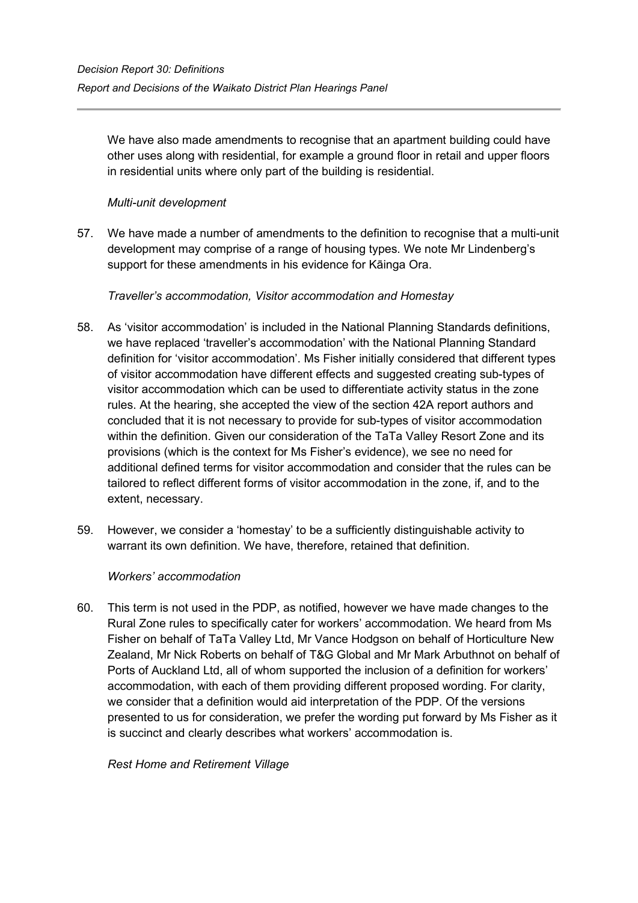We have also made amendments to recognise that an apartment building could have other uses along with residential, for example a ground floor in retail and upper floors in residential units where only part of the building is residential.

*Multi-unit development*

57. We have made a number of amendments to the definition to recognise that a multi-unit development may comprise of a range of housing types. We note Mr Lindenberg's support for these amendments in his evidence for Kāinga Ora.

*Traveller's accommodation, Visitor accommodation and Homestay*

58. As 'visitor accommodation' is included in the National Planning Standards definitions, we have replaced 'traveller's accommodation' with the National Planning Standard definition for 'visitor accommodation'. Ms Fisher initially considered that different types of visitor accommodation have different effects and suggested creating sub-types of visitor accommodation which can be used to differentiate activity status in the zone rules. At the hearing, she accepted the view of the section 42A report authors and concluded that it is not necessary to provide for sub-types of visitor accommodation within the definition. Given our consideration of the TaTa Valley Resort Zone and its provisions (which is the context for Ms Fisher's evidence), we see no need for additional defined terms for visitor accommodation and consider that the rules can be tailored to reflect different forms of visitor accommodation in the zone, if, and to the extent, necessary.

59. However, we consider a 'homestay' to be a sufficiently distinguishable activity to warrant its own definition. We have, therefore, retained that definition.

*Workers' accommodation*

60. This term is not used in the PDP, as notified, however we have made changes to the Rural Zone rules to specifically cater for workers' accommodation. We heard from Ms Fisher on behalf of TaTa Valley Ltd, Mr Vance Hodgson on behalf of Horticulture New Zealand, Mr Nick Roberts on behalf of T&G Global and Mr Mark Arbuthnot on behalf of Ports of Auckland Ltd, all of whom supported the inclusion of a definition for workers' accommodation, with each of them providing different proposed wording. For clarity, we consider that a definition would aid interpretation of the PDP. Of the versions presented to us for consideration, we prefer the wording put forward by Ms Fisher as it is succinct and clearly describes what workers' accommodation is.

*Rest Home and Retirement Village*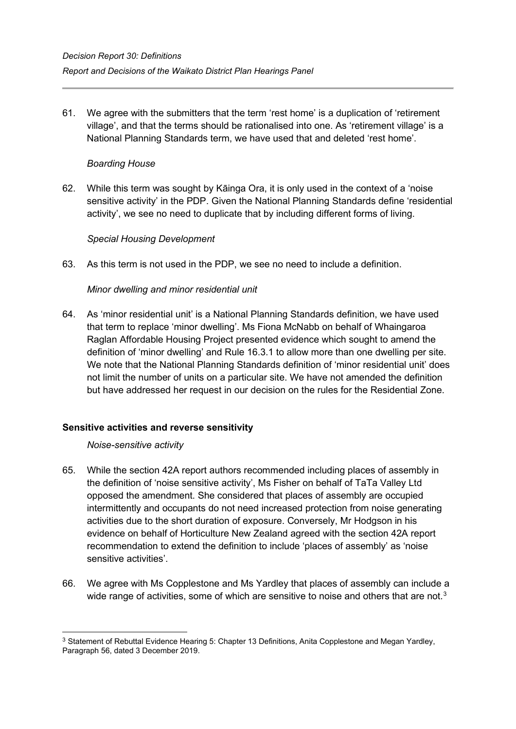61. We agree with the submitters that the term 'rest home' is a duplication of 'retirement village', and that the terms should be rationalised into one. As 'retirement village' is a National Planning Standards term, we have used that and deleted 'rest home'.

*Boarding House*

62. While this term was sought by Kāinga Ora, it is only used in the context of a 'noise sensitive activity' in the PDP. Given the National Planning Standards define 'residential activity', we see no need to duplicate that by including different forms of living.

*Special Housing Development*

63. As this term is not used in the PDP, we see no need to include a definition.

*Minor dwelling and minor residential unit*

64. As 'minor residential unit' is a National Planning Standards definition, we have used that term to replace 'minor dwelling'. Ms Fiona McNabb on behalf of Whaingaroa Raglan Affordable Housing Project presented evidence which sought to amend the definition of 'minor dwelling' and Rule 16.3.1 to allow more than one dwelling per site. We note that the National Planning Standards definition of 'minor residential unit' does not limit the number of units on a particular site. We have not amended the definition but have addressed her request in our decision on the rules for the Residential Zone.

## Sensitive activities and reverse sensitivity

*Noise-sensitive activity*

65. While the section 42A report authors recommended including places of assembly in the definition of 'noise sensitive activity', Ms Fisher on behalf of TaTa Valley Ltd opposed the amendment. She considered that places of assembly are occupied intermittently and occupants do not need increased protection from noise generating activities due to the short duration of exposure. Conversely, Mr Hodgson in his evidence on behalf of Horticulture New Zealand agreed with the section 42A report recommendation to extend the definition to include 'places of assembly' as 'noise sensitive activities'.

66. We agree with Ms Copplestone and Ms Yardley that places of assembly can include a wide range of activities, some of which are sensitive to noise and others that are not.[3]

[3] Statement of Rebuttal Evidence Hearing 5: Chapter 13 Definitions, Anita Copplestone and Megan Yardley, Paragraph 56, dated 3 December 2019.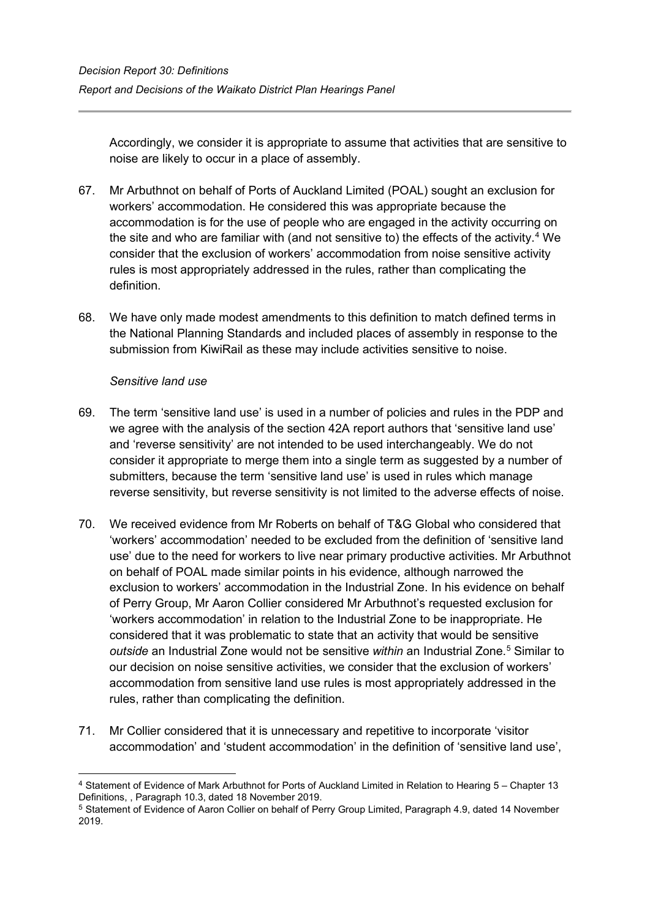Accordingly, we consider it is appropriate to assume that activities that are sensitive to noise are likely to occur in a place of assembly.

67. Mr Arbuthnot on behalf of Ports of Auckland Limited (POAL) sought an exclusion for workers' accommodation. He considered this was appropriate because the accommodation is for the use of people who are engaged in the activity occurring on the site and who are familiar with (and not sensitive to) the effects of the activity.[4] We consider that the exclusion of workers' accommodation from noise sensitive activity rules is most appropriately addressed in the rules, rather than complicating the definition.

68. We have only made modest amendments to this definition to match defined terms in the National Planning Standards and included places of assembly in response to the submission from KiwiRail as these may include activities sensitive to noise.

*Sensitive land use*

69. The term 'sensitive land use' is used in a number of policies and rules in the PDP and we agree with the analysis of the section 42A report authors that 'sensitive land use' and 'reverse sensitivity' are not intended to be used interchangeably. We do not consider it appropriate to merge them into a single term as suggested by a number of submitters, because the term 'sensitive land use' is used in rules which manage reverse sensitivity, but reverse sensitivity is not limited to the adverse effects of noise.

70. We received evidence from Mr Roberts on behalf of T&G Global who considered that 'workers' accommodation' needed to be excluded from the definition of 'sensitive land use' due to the need for workers to live near primary productive activities. Mr Arbuthnot on behalf of POAL made similar points in his evidence, although narrowed the exclusion to workers' accommodation in the Industrial Zone. In his evidence on behalf of Perry Group, Mr Aaron Collier considered Mr Arbuthnot's requested exclusion for 'workers accommodation' in relation to the Industrial Zone to be inappropriate. He considered that it was problematic to state that an activity that would be sensitive *outside* an Industrial Zone would not be sensitive *within* an Industrial Zone.[5] Similar to our decision on noise sensitive activities, we consider that the exclusion of workers' accommodation from sensitive land use rules is most appropriately addressed in the rules, rather than complicating the definition.

71. Mr Collier considered that it is unnecessary and repetitive to incorporate 'visitor accommodation' and 'student accommodation' in the definition of 'sensitive land use',

---

[4] Statement of Evidence of Mark Arbuthnot for Ports of Auckland Limited in Relation to Hearing 5 – Chapter 13 Definitions, , Paragraph 10.3, dated 18 November 2019.

[5] Statement of Evidence of Aaron Collier on behalf of Perry Group Limited, Paragraph 4.9, dated 14 November 2019.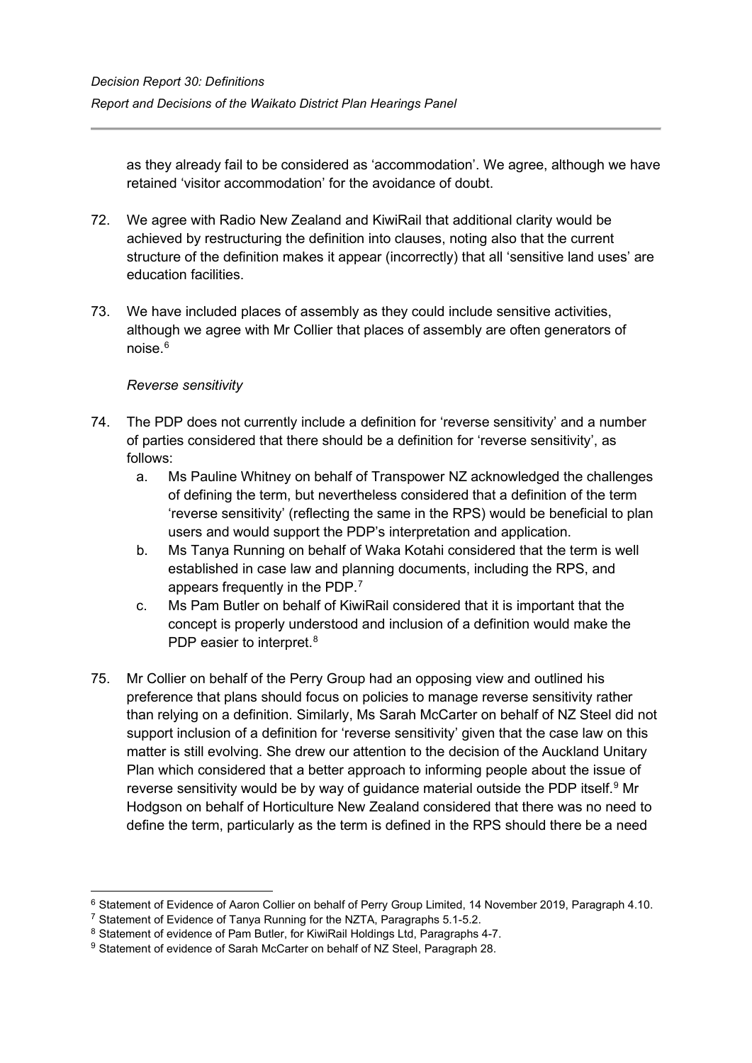as they already fail to be considered as 'accommodation'. We agree, although we have retained 'visitor accommodation' for the avoidance of doubt.

72. We agree with Radio New Zealand and KiwiRail that additional clarity would be achieved by restructuring the definition into clauses, noting also that the current structure of the definition makes it appear (incorrectly) that all 'sensitive land uses' are education facilities.

73. We have included places of assembly as they could include sensitive activities, although we agree with Mr Collier that places of assembly are often generators of noise.[6]

*Reverse sensitivity*

74. The PDP does not currently include a definition for 'reverse sensitivity' and a number of parties considered that there should be a definition for 'reverse sensitivity', as follows:
    a. Ms Pauline Whitney on behalf of Transpower NZ acknowledged the challenges of defining the term, but nevertheless considered that a definition of the term 'reverse sensitivity' (reflecting the same in the RPS) would be beneficial to plan users and would support the PDP's interpretation and application.
    b. Ms Tanya Running on behalf of Waka Kotahi considered that the term is well established in case law and planning documents, including the RPS, and appears frequently in the PDP.[7]
    c. Ms Pam Butler on behalf of KiwiRail considered that it is important that the concept is properly understood and inclusion of a definition would make the PDP easier to interpret.[8]

75. Mr Collier on behalf of the Perry Group had an opposing view and outlined his preference that plans should focus on policies to manage reverse sensitivity rather than relying on a definition. Similarly, Ms Sarah McCarter on behalf of NZ Steel did not support inclusion of a definition for 'reverse sensitivity' given that the case law on this matter is still evolving. She drew our attention to the decision of the Auckland Unitary Plan which considered that a better approach to informing people about the issue of reverse sensitivity would be by way of guidance material outside the PDP itself.[9] Mr Hodgson on behalf of Horticulture New Zealand considered that there was no need to define the term, particularly as the term is defined in the RPS should there be a need

---

[6] Statement of Evidence of Aaron Collier on behalf of Perry Group Limited, 14 November 2019, Paragraph 4.10.

[7] Statement of Evidence of Tanya Running for the NZTA, Paragraphs 5.1-5.2.

[8] Statement of evidence of Pam Butler, for KiwiRail Holdings Ltd, Paragraphs 4-7.

[9] Statement of evidence of Sarah McCarter on behalf of NZ Steel, Paragraph 28.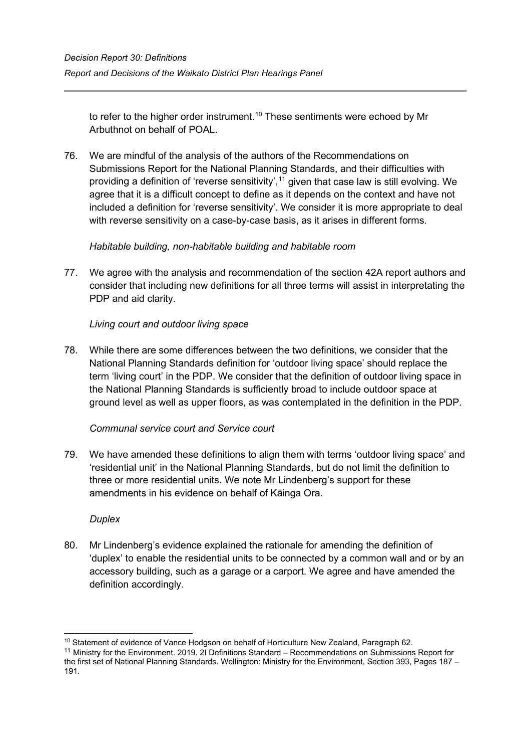to refer to the higher order instrument.[10] These sentiments were echoed by Mr Arbuthnot on behalf of POAL.

76. We are mindful of the analysis of the authors of the Recommendations on Submissions Report for the National Planning Standards, and their difficulties with providing a definition of 'reverse sensitivity',[11] given that case law is still evolving. We agree that it is a difficult concept to define as it depends on the context and have not included a definition for 'reverse sensitivity'. We consider it is more appropriate to deal with reverse sensitivity on a case-by-case basis, as it arises in different forms.

*Habitable building, non-habitable building and habitable room*

77. We agree with the analysis and recommendation of the section 42A report authors and consider that including new definitions for all three terms will assist in interpretating the PDP and aid clarity.

*Living court and outdoor living space*

78. While there are some differences between the two definitions, we consider that the National Planning Standards definition for 'outdoor living space' should replace the term 'living court' in the PDP. We consider that the definition of outdoor living space in the National Planning Standards is sufficiently broad to include outdoor space at ground level as well as upper floors, as was contemplated in the definition in the PDP.

*Communal service court and Service court*

79. We have amended these definitions to align them with terms 'outdoor living space' and 'residential unit' in the National Planning Standards, but do not limit the definition to three or more residential units. We note Mr Lindenberg's support for these amendments in his evidence on behalf of Kāinga Ora.

*Duplex*

80. Mr Lindenberg's evidence explained the rationale for amending the definition of 'duplex' to enable the residential units to be connected by a common wall and or by an accessory building, such as a garage or a carport. We agree and have amended the definition accordingly.

---

[10] Statement of evidence of Vance Hodgson on behalf of Horticulture New Zealand, Paragraph 62.

[11] Ministry for the Environment. 2019. 2I Definitions Standard – Recommendations on Submissions Report for the first set of National Planning Standards. Wellington: Ministry for the Environment, Section 393, Pages 187 – 191.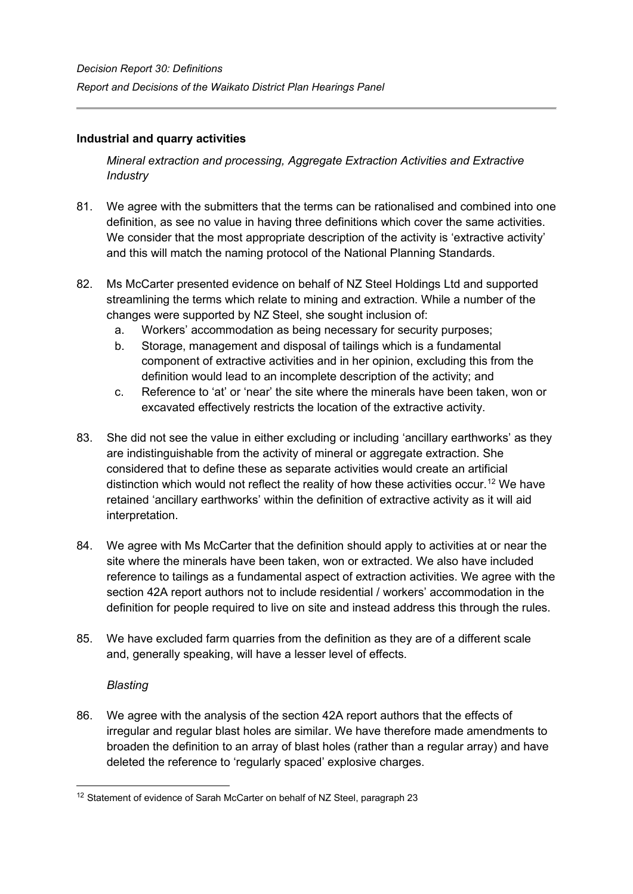### Industrial and quarry activities

*Mineral extraction and processing, Aggregate Extraction Activities and Extractive Industry*

81. We agree with the submitters that the terms can be rationalised and combined into one definition, as see no value in having three definitions which cover the same activities. We consider that the most appropriate description of the activity is 'extractive activity' and this will match the naming protocol of the National Planning Standards.

82. Ms McCarter presented evidence on behalf of NZ Steel Holdings Ltd and supported streamlining the terms which relate to mining and extraction. While a number of the changes were supported by NZ Steel, she sought inclusion of:
    a. Workers' accommodation as being necessary for security purposes;
    b. Storage, management and disposal of tailings which is a fundamental component of extractive activities and in her opinion, excluding this from the definition would lead to an incomplete description of the activity; and
    c. Reference to 'at' or 'near' the site where the minerals have been taken, won or excavated effectively restricts the location of the extractive activity.

83. She did not see the value in either excluding or including 'ancillary earthworks' as they are indistinguishable from the activity of mineral or aggregate extraction. She considered that to define these as separate activities would create an artificial distinction which would not reflect the reality of how these activities occur.[12] We have retained 'ancillary earthworks' within the definition of extractive activity as it will aid interpretation.

84. We agree with Ms McCarter that the definition should apply to activities at or near the site where the minerals have been taken, won or extracted. We also have included reference to tailings as a fundamental aspect of extraction activities. We agree with the section 42A report authors not to include residential / workers' accommodation in the definition for people required to live on site and instead address this through the rules.

85. We have excluded farm quarries from the definition as they are of a different scale and, generally speaking, will have a lesser level of effects.

*Blasting*

86. We agree with the analysis of the section 42A report authors that the effects of irregular and regular blast holes are similar. We have therefore made amendments to broaden the definition to an array of blast holes (rather than a regular array) and have deleted the reference to 'regularly spaced' explosive charges.

[12] Statement of evidence of Sarah McCarter on behalf of NZ Steel, paragraph 23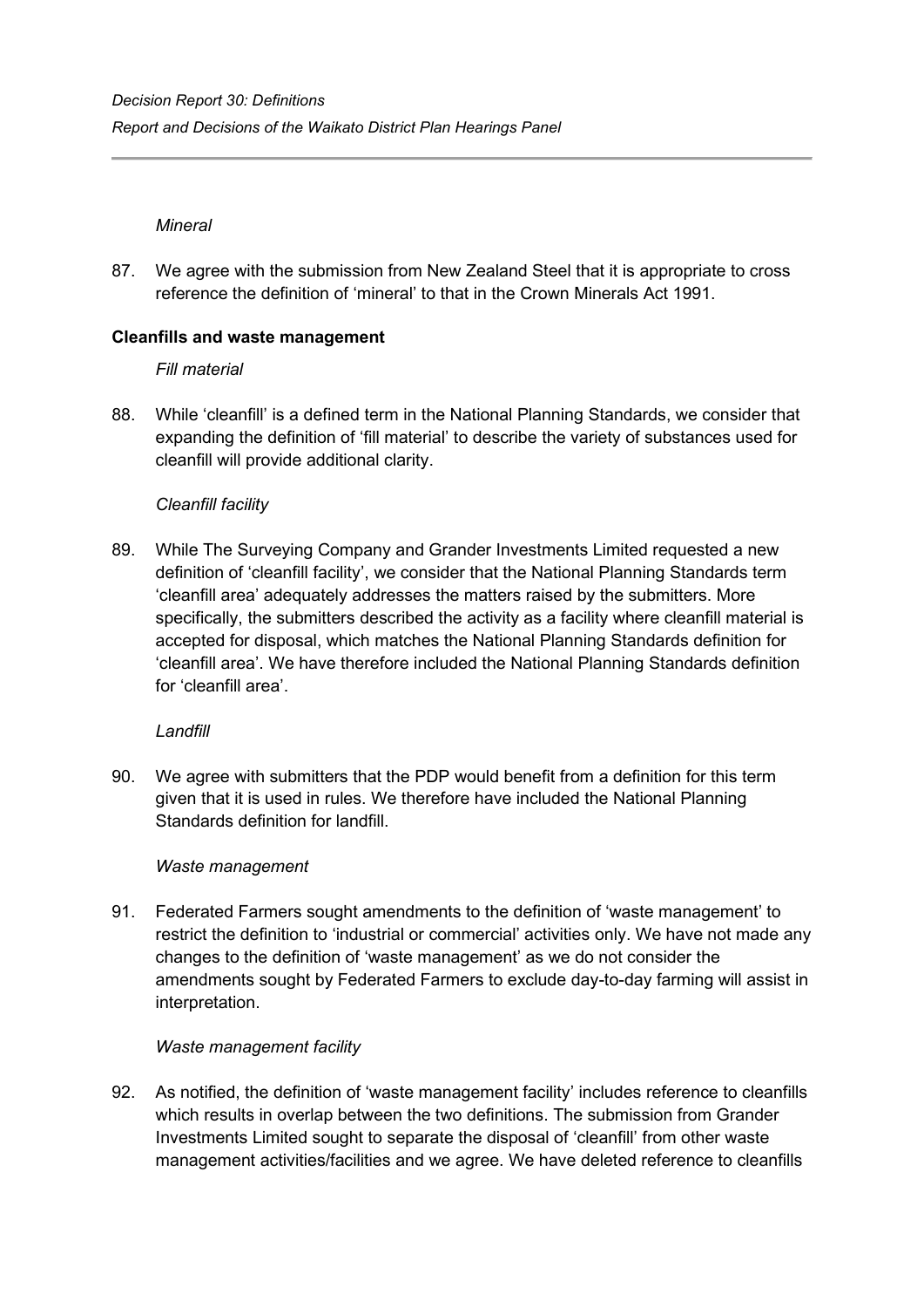*Mineral*

87. We agree with the submission from New Zealand Steel that it is appropriate to cross reference the definition of 'mineral' to that in the Crown Minerals Act 1991.

**Cleanfills and waste management**

*Fill material*

88. While 'cleanfill' is a defined term in the National Planning Standards, we consider that expanding the definition of 'fill material' to describe the variety of substances used for cleanfill will provide additional clarity.

*Cleanfill facility*

89. While The Surveying Company and Grander Investments Limited requested a new definition of 'cleanfill facility', we consider that the National Planning Standards term 'cleanfill area' adequately addresses the matters raised by the submitters. More specifically, the submitters described the activity as a facility where cleanfill material is accepted for disposal, which matches the National Planning Standards definition for 'cleanfill area'. We have therefore included the National Planning Standards definition for 'cleanfill area'.

*Landfill*

90. We agree with submitters that the PDP would benefit from a definition for this term given that it is used in rules. We therefore have included the National Planning Standards definition for landfill.

*Waste management*

91. Federated Farmers sought amendments to the definition of 'waste management' to restrict the definition to 'industrial or commercial' activities only. We have not made any changes to the definition of 'waste management' as we do not consider the amendments sought by Federated Farmers to exclude day-to-day farming will assist in interpretation.

*Waste management facility*

92. As notified, the definition of 'waste management facility' includes reference to cleanfills which results in overlap between the two definitions. The submission from Grander Investments Limited sought to separate the disposal of 'cleanfill' from other waste management activities/facilities and we agree. We have deleted reference to cleanfills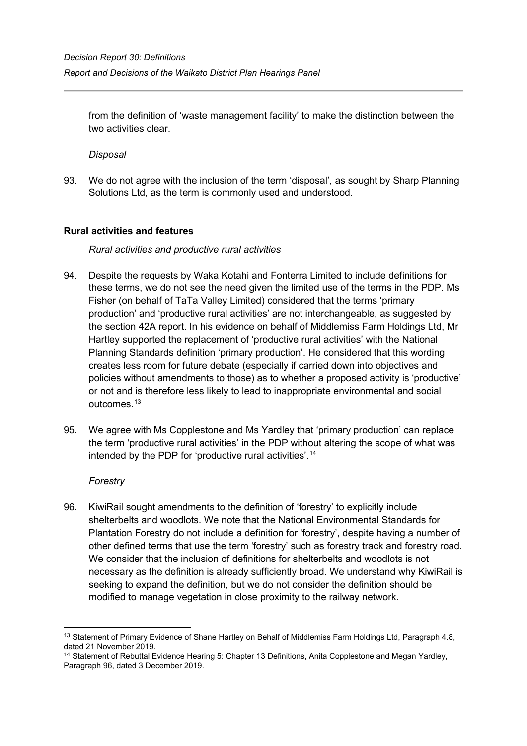from the definition of 'waste management facility' to make the distinction between the two activities clear.

*Disposal*

93. We do not agree with the inclusion of the term 'disposal', as sought by Sharp Planning Solutions Ltd, as the term is commonly used and understood.

### Rural activities and features

*Rural activities and productive rural activities*

94. Despite the requests by Waka Kotahi and Fonterra Limited to include definitions for these terms, we do not see the need given the limited use of the terms in the PDP. Ms Fisher (on behalf of TaTa Valley Limited) considered that the terms 'primary production' and 'productive rural activities' are not interchangeable, as suggested by the section 42A report. In his evidence on behalf of Middlemiss Farm Holdings Ltd, Mr Hartley supported the replacement of 'productive rural activities' with the National Planning Standards definition 'primary production'. He considered that this wording creates less room for future debate (especially if carried down into objectives and policies without amendments to those) as to whether a proposed activity is 'productive' or not and is therefore less likely to lead to inappropriate environmental and social outcomes.[13]

95. We agree with Ms Copplestone and Ms Yardley that 'primary production' can replace the term 'productive rural activities' in the PDP without altering the scope of what was intended by the PDP for 'productive rural activities'.[14]

*Forestry*

96. KiwiRail sought amendments to the definition of 'forestry' to explicitly include shelterbelts and woodlots. We note that the National Environmental Standards for Plantation Forestry do not include a definition for 'forestry', despite having a number of other defined terms that use the term 'forestry' such as forestry track and forestry road. We consider that the inclusion of definitions for shelterbelts and woodlots is not necessary as the definition is already sufficiently broad. We understand why KiwiRail is seeking to expand the definition, but we do not consider the definition should be modified to manage vegetation in close proximity to the railway network.

---

[13] Statement of Primary Evidence of Shane Hartley on Behalf of Middlemiss Farm Holdings Ltd, Paragraph 4.8, dated 21 November 2019.

[14] Statement of Rebuttal Evidence Hearing 5: Chapter 13 Definitions, Anita Copplestone and Megan Yardley, Paragraph 96, dated 3 December 2019.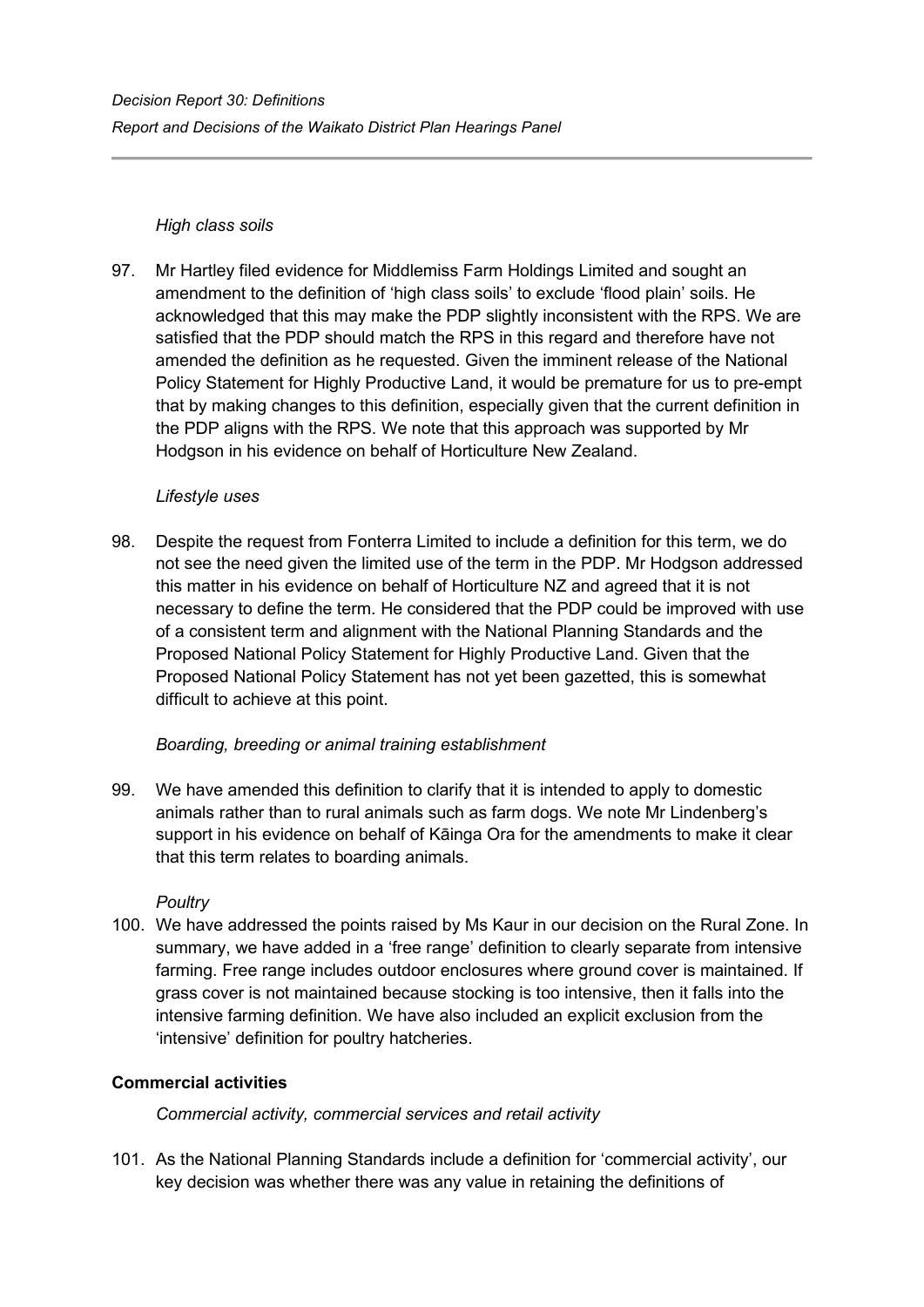*High class soils*

97. Mr Hartley filed evidence for Middlemiss Farm Holdings Limited and sought an amendment to the definition of 'high class soils' to exclude 'flood plain' soils. He acknowledged that this may make the PDP slightly inconsistent with the RPS. We are satisfied that the PDP should match the RPS in this regard and therefore have not amended the definition as he requested. Given the imminent release of the National Policy Statement for Highly Productive Land, it would be premature for us to pre-empt that by making changes to this definition, especially given that the current definition in the PDP aligns with the RPS. We note that this approach was supported by Mr Hodgson in his evidence on behalf of Horticulture New Zealand.

*Lifestyle uses*

98. Despite the request from Fonterra Limited to include a definition for this term, we do not see the need given the limited use of the term in the PDP. Mr Hodgson addressed this matter in his evidence on behalf of Horticulture NZ and agreed that it is not necessary to define the term. He considered that the PDP could be improved with use of a consistent term and alignment with the National Planning Standards and the Proposed National Policy Statement for Highly Productive Land. Given that the Proposed National Policy Statement has not yet been gazetted, this is somewhat difficult to achieve at this point.

*Boarding, breeding or animal training establishment*

99. We have amended this definition to clarify that it is intended to apply to domestic animals rather than to rural animals such as farm dogs. We note Mr Lindenberg's support in his evidence on behalf of Kāinga Ora for the amendments to make it clear that this term relates to boarding animals.

*Poultry*

100. We have addressed the points raised by Ms Kaur in our decision on the Rural Zone. In summary, we have added in a 'free range' definition to clearly separate from intensive farming. Free range includes outdoor enclosures where ground cover is maintained. If grass cover is not maintained because stocking is too intensive, then it falls into the intensive farming definition. We have also included an explicit exclusion from the 'intensive' definition for poultry hatcheries.

**Commercial activities**

*Commercial activity, commercial services and retail activity*

101. As the National Planning Standards include a definition for 'commercial activity', our key decision was whether there was any value in retaining the definitions of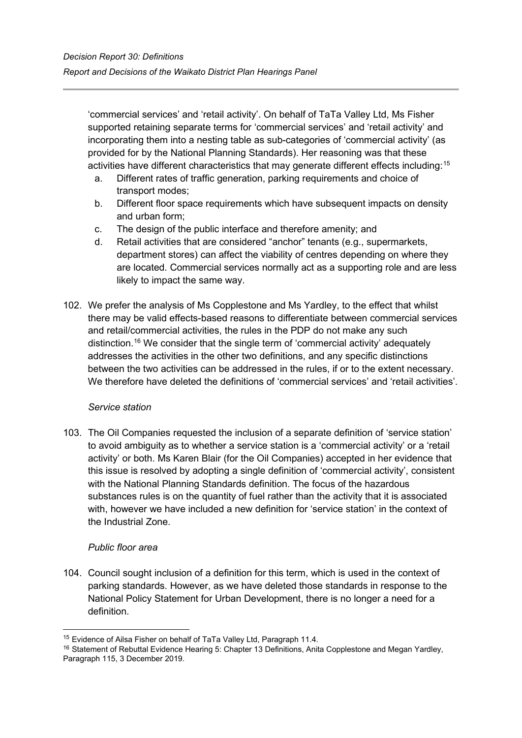'commercial services' and 'retail activity'. On behalf of TaTa Valley Ltd, Ms Fisher supported retaining separate terms for 'commercial services' and 'retail activity' and incorporating them into a nesting table as sub-categories of 'commercial activity' (as provided for by the National Planning Standards). Her reasoning was that these activities have different characteristics that may generate different effects including:[15]

a. Different rates of traffic generation, parking requirements and choice of transport modes;
b. Different floor space requirements which have subsequent impacts on density and urban form;
c. The design of the public interface and therefore amenity; and
d. Retail activities that are considered "anchor" tenants (e.g., supermarkets, department stores) can affect the viability of centres depending on where they are located. Commercial services normally act as a supporting role and are less likely to impact the same way.

102. We prefer the analysis of Ms Copplestone and Ms Yardley, to the effect that whilst there may be valid effects-based reasons to differentiate between commercial services and retail/commercial activities, the rules in the PDP do not make any such distinction.[16] We consider that the single term of 'commercial activity' adequately addresses the activities in the other two definitions, and any specific distinctions between the two activities can be addressed in the rules, if or to the extent necessary. We therefore have deleted the definitions of 'commercial services' and 'retail activities'.

*Service station*

103. The Oil Companies requested the inclusion of a separate definition of 'service station' to avoid ambiguity as to whether a service station is a 'commercial activity' or a 'retail activity' or both. Ms Karen Blair (for the Oil Companies) accepted in her evidence that this issue is resolved by adopting a single definition of 'commercial activity', consistent with the National Planning Standards definition. The focus of the hazardous substances rules is on the quantity of fuel rather than the activity that it is associated with, however we have included a new definition for 'service station' in the context of the Industrial Zone.

*Public floor area*

104. Council sought inclusion of a definition for this term, which is used in the context of parking standards. However, as we have deleted those standards in response to the National Policy Statement for Urban Development, there is no longer a need for a definition.

---

[15] Evidence of Ailsa Fisher on behalf of TaTa Valley Ltd, Paragraph 11.4.

[16] Statement of Rebuttal Evidence Hearing 5: Chapter 13 Definitions, Anita Copplestone and Megan Yardley, Paragraph 115, 3 December 2019.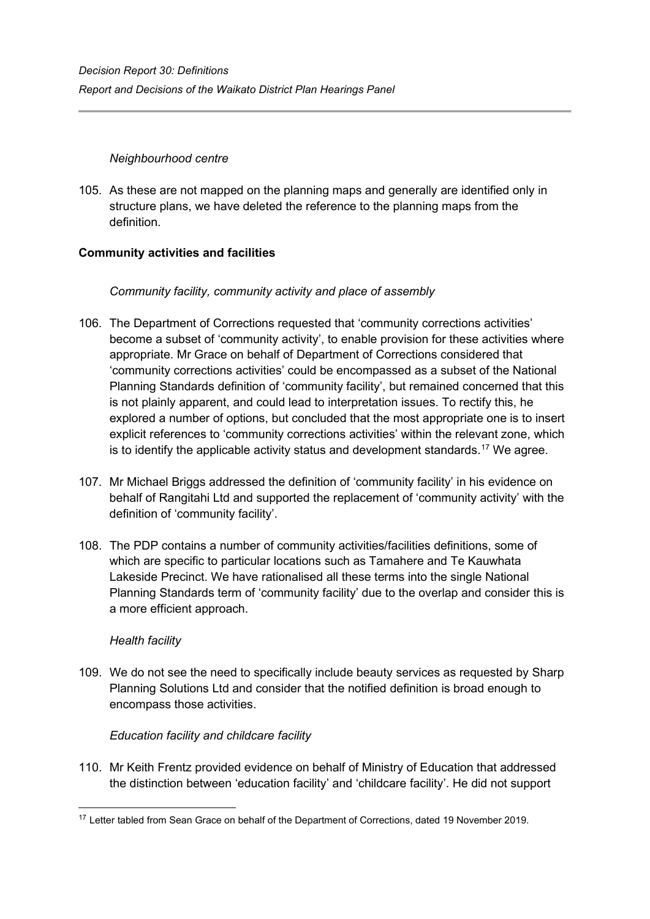*Neighbourhood centre*

105. As these are not mapped on the planning maps and generally are identified only in structure plans, we have deleted the reference to the planning maps from the definition.

**Community activities and facilities**

*Community facility, community activity and place of assembly*

106. The Department of Corrections requested that 'community corrections activities' become a subset of 'community activity', to enable provision for these activities where appropriate. Mr Grace on behalf of Department of Corrections considered that 'community corrections activities' could be encompassed as a subset of the National Planning Standards definition of 'community facility', but remained concerned that this is not plainly apparent, and could lead to interpretation issues. To rectify this, he explored a number of options, but concluded that the most appropriate one is to insert explicit references to 'community corrections activities' within the relevant zone, which is to identify the applicable activity status and development standards.[17] We agree.

107. Mr Michael Briggs addressed the definition of 'community facility' in his evidence on behalf of Rangitahi Ltd and supported the replacement of 'community activity' with the definition of 'community facility'.

108. The PDP contains a number of community activities/facilities definitions, some of which are specific to particular locations such as Tamahere and Te Kauwhata Lakeside Precinct. We have rationalised all these terms into the single National Planning Standards term of 'community facility' due to the overlap and consider this is a more efficient approach.

*Health facility*

109. We do not see the need to specifically include beauty services as requested by Sharp Planning Solutions Ltd and consider that the notified definition is broad enough to encompass those activities.

*Education facility and childcare facility*

110. Mr Keith Frentz provided evidence on behalf of Ministry of Education that addressed the distinction between 'education facility' and 'childcare facility'. He did not support

[17] Letter tabled from Sean Grace on behalf of the Department of Corrections, dated 19 November 2019.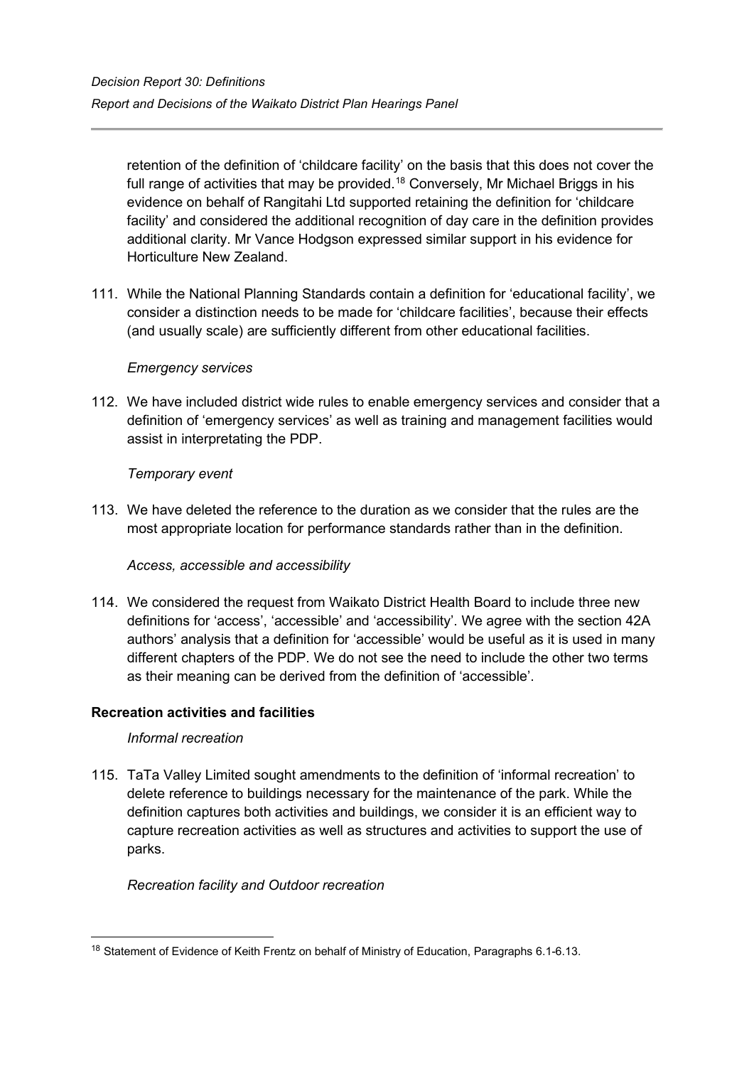retention of the definition of 'childcare facility' on the basis that this does not cover the full range of activities that may be provided.[18] Conversely, Mr Michael Briggs in his evidence on behalf of Rangitahi Ltd supported retaining the definition for 'childcare facility' and considered the additional recognition of day care in the definition provides additional clarity. Mr Vance Hodgson expressed similar support in his evidence for Horticulture New Zealand.

111. While the National Planning Standards contain a definition for 'educational facility', we consider a distinction needs to be made for 'childcare facilities', because their effects (and usually scale) are sufficiently different from other educational facilities.

*Emergency services*

112. We have included district wide rules to enable emergency services and consider that a definition of 'emergency services' as well as training and management facilities would assist in interpretating the PDP.

*Temporary event*

113. We have deleted the reference to the duration as we consider that the rules are the most appropriate location for performance standards rather than in the definition.

*Access, accessible and accessibility*

114. We considered the request from Waikato District Health Board to include three new definitions for 'access', 'accessible' and 'accessibility'. We agree with the section 42A authors' analysis that a definition for 'accessible' would be useful as it is used in many different chapters of the PDP. We do not see the need to include the other two terms as their meaning can be derived from the definition of 'accessible'.

**Recreation activities and facilities**

*Informal recreation*

115. TaTa Valley Limited sought amendments to the definition of 'informal recreation' to delete reference to buildings necessary for the maintenance of the park. While the definition captures both activities and buildings, we consider it is an efficient way to capture recreation activities as well as structures and activities to support the use of parks.

*Recreation facility and Outdoor recreation*

[18] Statement of Evidence of Keith Frentz on behalf of Ministry of Education, Paragraphs 6.1-6.13.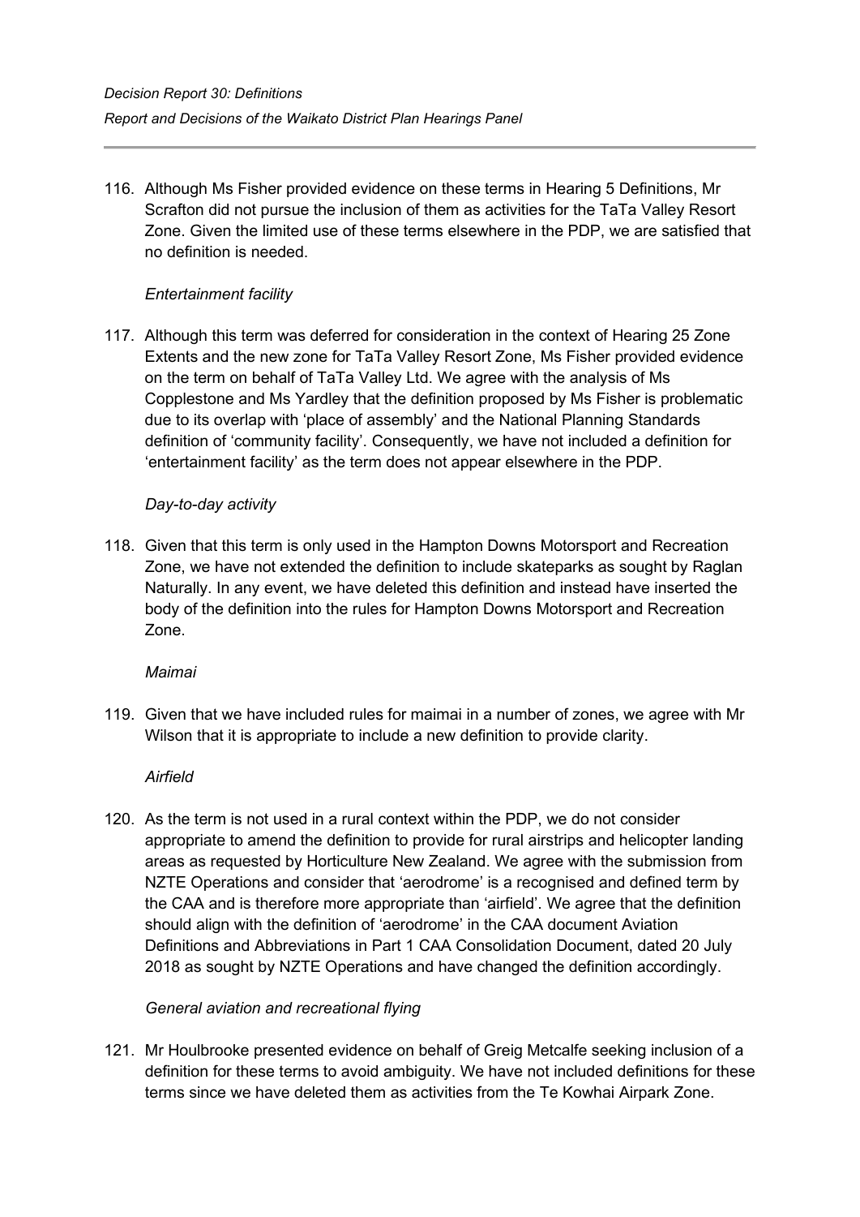116. Although Ms Fisher provided evidence on these terms in Hearing 5 Definitions, Mr Scrafton did not pursue the inclusion of them as activities for the TaTa Valley Resort Zone. Given the limited use of these terms elsewhere in the PDP, we are satisfied that no definition is needed.

*Entertainment facility*

117. Although this term was deferred for consideration in the context of Hearing 25 Zone Extents and the new zone for TaTa Valley Resort Zone, Ms Fisher provided evidence on the term on behalf of TaTa Valley Ltd. We agree with the analysis of Ms Copplestone and Ms Yardley that the definition proposed by Ms Fisher is problematic due to its overlap with 'place of assembly' and the National Planning Standards definition of 'community facility'. Consequently, we have not included a definition for 'entertainment facility' as the term does not appear elsewhere in the PDP.

*Day-to-day activity*

118. Given that this term is only used in the Hampton Downs Motorsport and Recreation Zone, we have not extended the definition to include skateparks as sought by Raglan Naturally. In any event, we have deleted this definition and instead have inserted the body of the definition into the rules for Hampton Downs Motorsport and Recreation Zone.

*Maimai*

119. Given that we have included rules for maimai in a number of zones, we agree with Mr Wilson that it is appropriate to include a new definition to provide clarity.

*Airfield*

120. As the term is not used in a rural context within the PDP, we do not consider appropriate to amend the definition to provide for rural airstrips and helicopter landing areas as requested by Horticulture New Zealand. We agree with the submission from NZTE Operations and consider that 'aerodrome' is a recognised and defined term by the CAA and is therefore more appropriate than 'airfield'. We agree that the definition should align with the definition of 'aerodrome' in the CAA document Aviation Definitions and Abbreviations in Part 1 CAA Consolidation Document, dated 20 July 2018 as sought by NZTE Operations and have changed the definition accordingly.

*General aviation and recreational flying*

121. Mr Houlbrooke presented evidence on behalf of Greig Metcalfe seeking inclusion of a definition for these terms to avoid ambiguity. We have not included definitions for these terms since we have deleted them as activities from the Te Kowhai Airpark Zone.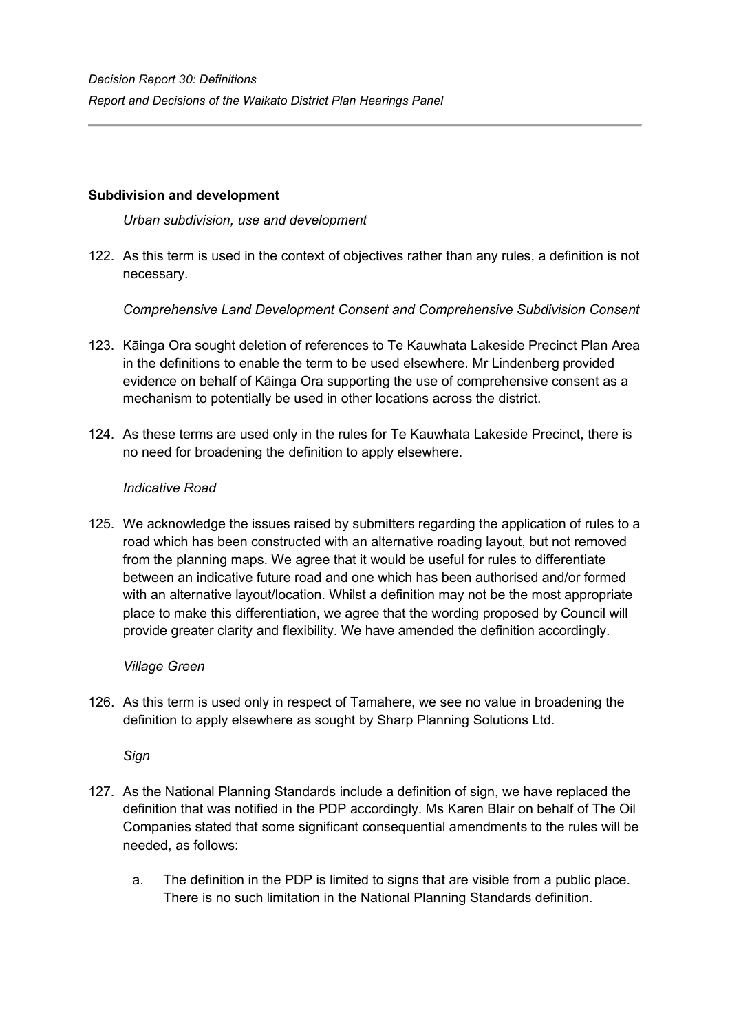**Subdivision and development**

*Urban subdivision, use and development*

122. As this term is used in the context of objectives rather than any rules, a definition is not necessary.

*Comprehensive Land Development Consent and Comprehensive Subdivision Consent*

123. Kāinga Ora sought deletion of references to Te Kauwhata Lakeside Precinct Plan Area in the definitions to enable the term to be used elsewhere. Mr Lindenberg provided evidence on behalf of Kāinga Ora supporting the use of comprehensive consent as a mechanism to potentially be used in other locations across the district.

124. As these terms are used only in the rules for Te Kauwhata Lakeside Precinct, there is no need for broadening the definition to apply elsewhere.

*Indicative Road*

125. We acknowledge the issues raised by submitters regarding the application of rules to a road which has been constructed with an alternative roading layout, but not removed from the planning maps. We agree that it would be useful for rules to differentiate between an indicative future road and one which has been authorised and/or formed with an alternative layout/location. Whilst a definition may not be the most appropriate place to make this differentiation, we agree that the wording proposed by Council will provide greater clarity and flexibility. We have amended the definition accordingly.

*Village Green*

126. As this term is used only in respect of Tamahere, we see no value in broadening the definition to apply elsewhere as sought by Sharp Planning Solutions Ltd.

*Sign*

127. As the National Planning Standards include a definition of sign, we have replaced the definition that was notified in the PDP accordingly. Ms Karen Blair on behalf of The Oil Companies stated that some significant consequential amendments to the rules will be needed, as follows:

    a. The definition in the PDP is limited to signs that are visible from a public place. There is no such limitation in the National Planning Standards definition.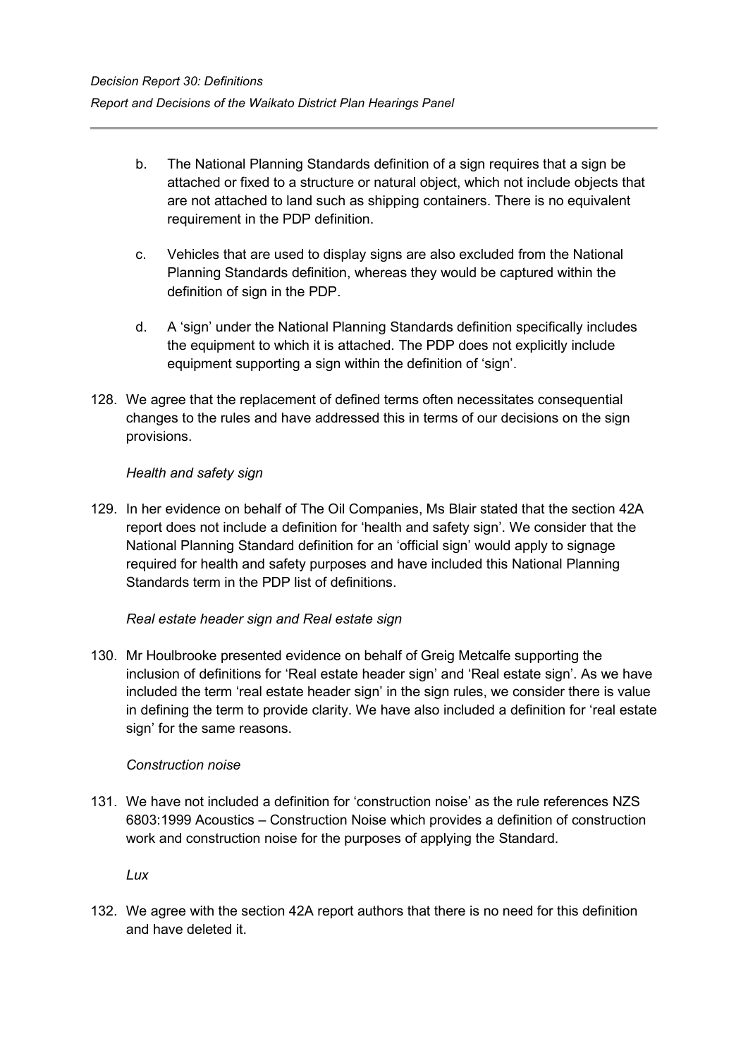b. The National Planning Standards definition of a sign requires that a sign be attached or fixed to a structure or natural object, which not include objects that are not attached to land such as shipping containers. There is no equivalent requirement in the PDP definition.

c. Vehicles that are used to display signs are also excluded from the National Planning Standards definition, whereas they would be captured within the definition of sign in the PDP.

d. A 'sign' under the National Planning Standards definition specifically includes the equipment to which it is attached. The PDP does not explicitly include equipment supporting a sign within the definition of 'sign'.

128. We agree that the replacement of defined terms often necessitates consequential changes to the rules and have addressed this in terms of our decisions on the sign provisions.

*Health and safety sign*

129. In her evidence on behalf of The Oil Companies, Ms Blair stated that the section 42A report does not include a definition for 'health and safety sign'. We consider that the National Planning Standard definition for an 'official sign' would apply to signage required for health and safety purposes and have included this National Planning Standards term in the PDP list of definitions.

*Real estate header sign and Real estate sign*

130. Mr Houlbrooke presented evidence on behalf of Greig Metcalfe supporting the inclusion of definitions for 'Real estate header sign' and 'Real estate sign'. As we have included the term 'real estate header sign' in the sign rules, we consider there is value in defining the term to provide clarity. We have also included a definition for 'real estate sign' for the same reasons.

*Construction noise*

131. We have not included a definition for 'construction noise' as the rule references NZS 6803:1999 Acoustics – Construction Noise which provides a definition of construction work and construction noise for the purposes of applying the Standard.

*Lux*

132. We agree with the section 42A report authors that there is no need for this definition and have deleted it.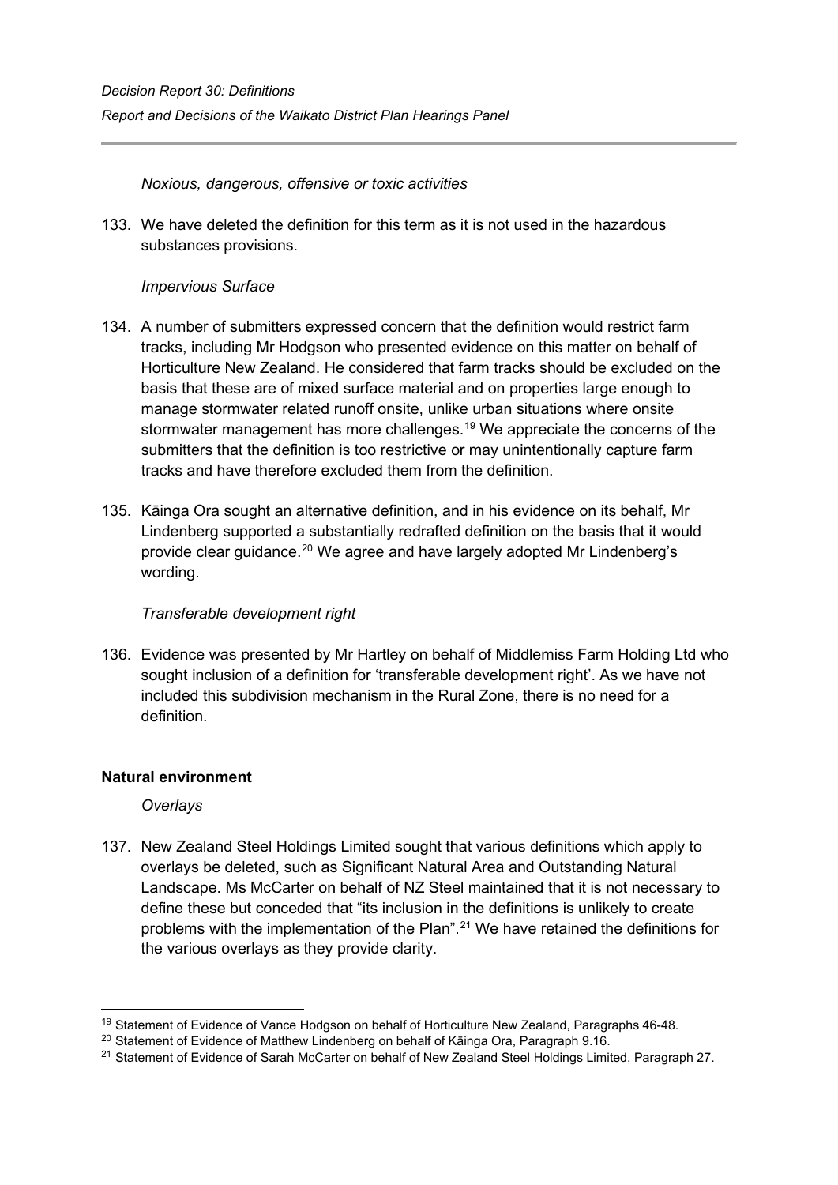*Noxious, dangerous, offensive or toxic activities*

133. We have deleted the definition for this term as it is not used in the hazardous substances provisions.

*Impervious Surface*

134. A number of submitters expressed concern that the definition would restrict farm tracks, including Mr Hodgson who presented evidence on this matter on behalf of Horticulture New Zealand. He considered that farm tracks should be excluded on the basis that these are of mixed surface material and on properties large enough to manage stormwater related runoff onsite, unlike urban situations where onsite stormwater management has more challenges.[19] We appreciate the concerns of the submitters that the definition is too restrictive or may unintentionally capture farm tracks and have therefore excluded them from the definition.

135. Kāinga Ora sought an alternative definition, and in his evidence on its behalf, Mr Lindenberg supported a substantially redrafted definition on the basis that it would provide clear guidance.[20] We agree and have largely adopted Mr Lindenberg's wording.

*Transferable development right*

136. Evidence was presented by Mr Hartley on behalf of Middlemiss Farm Holding Ltd who sought inclusion of a definition for 'transferable development right'. As we have not included this subdivision mechanism in the Rural Zone, there is no need for a definition.

**Natural environment**

*Overlays*

137. New Zealand Steel Holdings Limited sought that various definitions which apply to overlays be deleted, such as Significant Natural Area and Outstanding Natural Landscape. Ms McCarter on behalf of NZ Steel maintained that it is not necessary to define these but conceded that "its inclusion in the definitions is unlikely to create problems with the implementation of the Plan".[21] We have retained the definitions for the various overlays as they provide clarity.

---

[19] Statement of Evidence of Vance Hodgson on behalf of Horticulture New Zealand, Paragraphs 46-48.

[20] Statement of Evidence of Matthew Lindenberg on behalf of Kāinga Ora, Paragraph 9.16.

[21] Statement of Evidence of Sarah McCarter on behalf of New Zealand Steel Holdings Limited, Paragraph 27.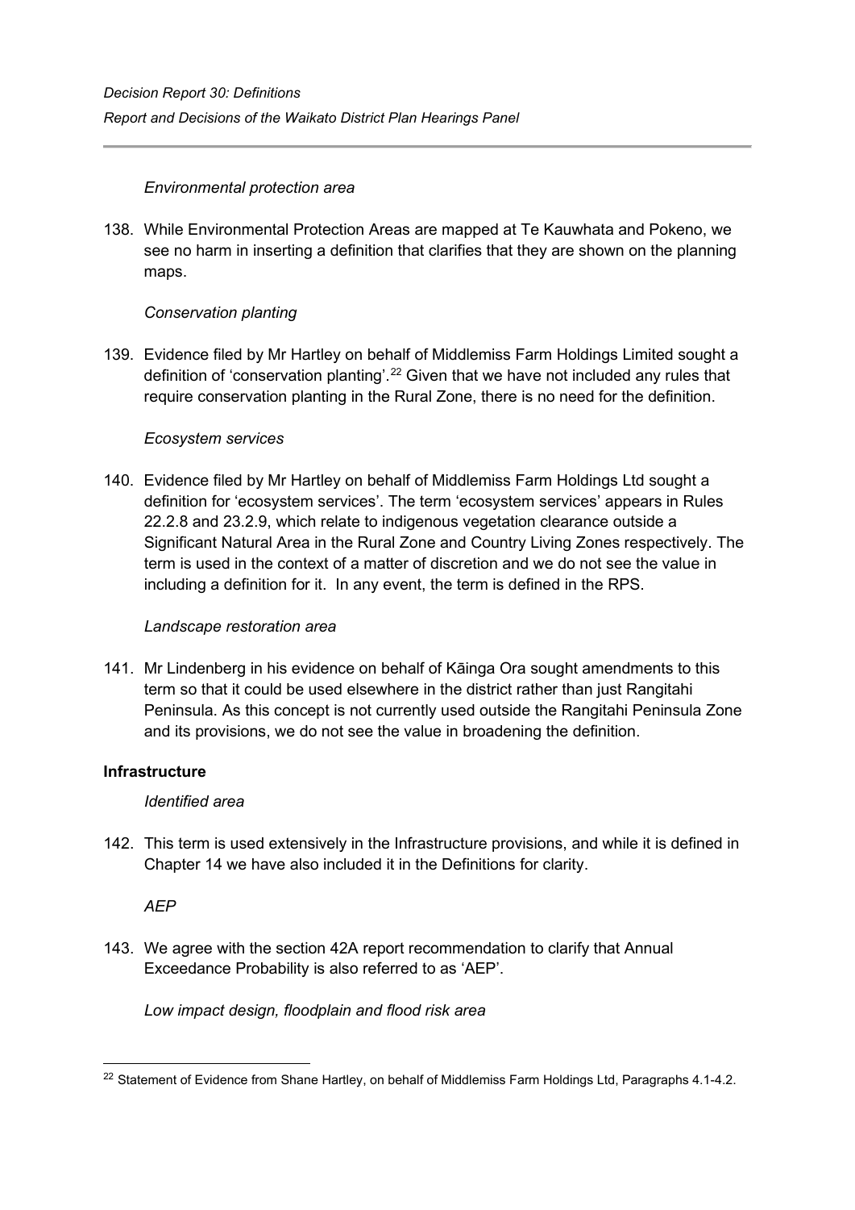*Environmental protection area*

138. While Environmental Protection Areas are mapped at Te Kauwhata and Pokeno, we see no harm in inserting a definition that clarifies that they are shown on the planning maps.

*Conservation planting*

139. Evidence filed by Mr Hartley on behalf of Middlemiss Farm Holdings Limited sought a definition of 'conservation planting'.[22] Given that we have not included any rules that require conservation planting in the Rural Zone, there is no need for the definition.

*Ecosystem services*

140. Evidence filed by Mr Hartley on behalf of Middlemiss Farm Holdings Ltd sought a definition for 'ecosystem services'. The term 'ecosystem services' appears in Rules 22.2.8 and 23.2.9, which relate to indigenous vegetation clearance outside a Significant Natural Area in the Rural Zone and Country Living Zones respectively. The term is used in the context of a matter of discretion and we do not see the value in including a definition for it. In any event, the term is defined in the RPS.

*Landscape restoration area*

141. Mr Lindenberg in his evidence on behalf of Kāinga Ora sought amendments to this term so that it could be used elsewhere in the district rather than just Rangitahi Peninsula. As this concept is not currently used outside the Rangitahi Peninsula Zone and its provisions, we do not see the value in broadening the definition.

**Infrastructure**

*Identified area*

142. This term is used extensively in the Infrastructure provisions, and while it is defined in Chapter 14 we have also included it in the Definitions for clarity.

*AEP*

143. We agree with the section 42A report recommendation to clarify that Annual Exceedance Probability is also referred to as 'AEP'.

*Low impact design, floodplain and flood risk area*

[22] Statement of Evidence from Shane Hartley, on behalf of Middlemiss Farm Holdings Ltd, Paragraphs 4.1-4.2.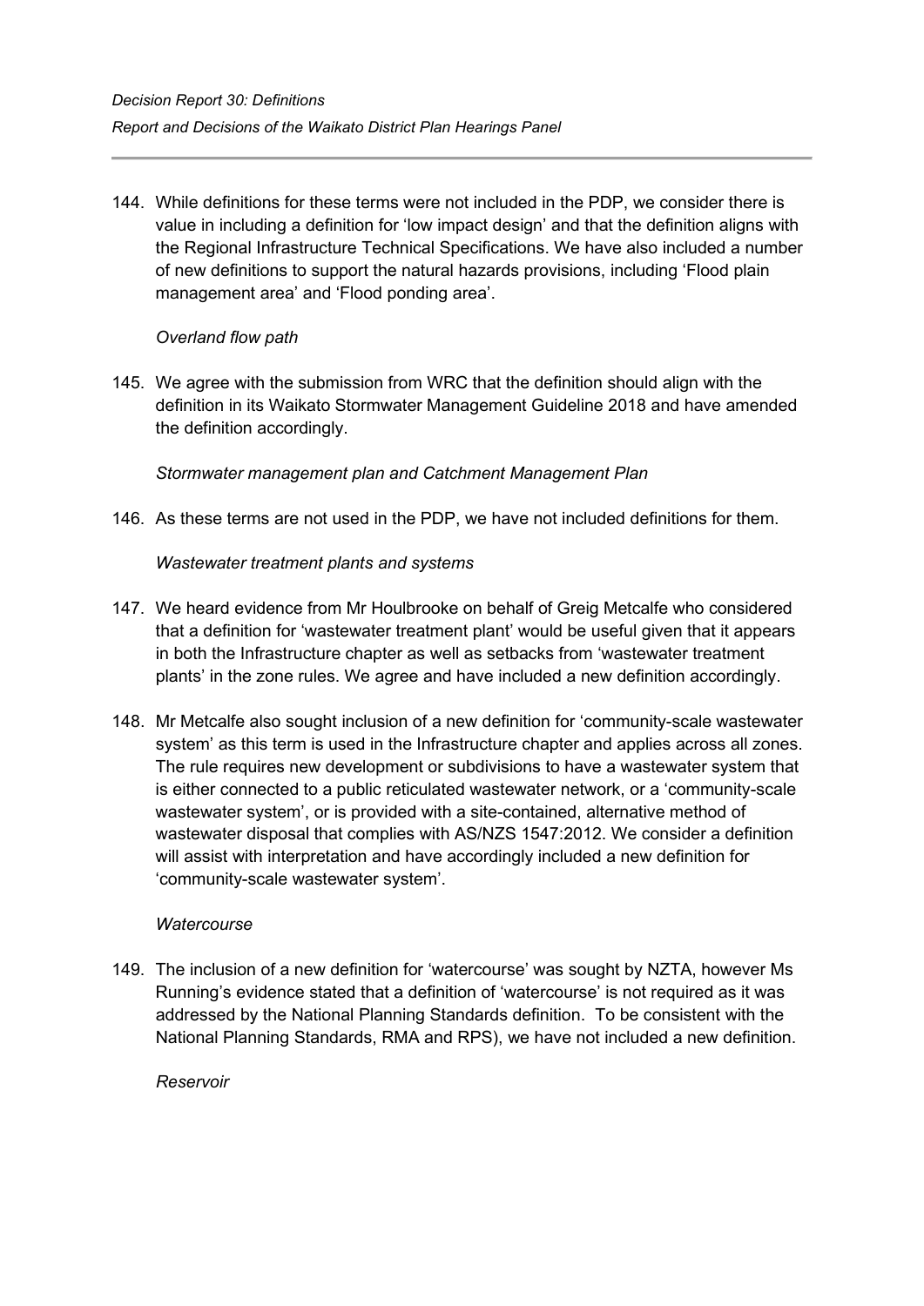144. While definitions for these terms were not included in the PDP, we consider there is value in including a definition for 'low impact design' and that the definition aligns with the Regional Infrastructure Technical Specifications. We have also included a number of new definitions to support the natural hazards provisions, including 'Flood plain management area' and 'Flood ponding area'.

*Overland flow path*

145. We agree with the submission from WRC that the definition should align with the definition in its Waikato Stormwater Management Guideline 2018 and have amended the definition accordingly.

*Stormwater management plan and Catchment Management Plan*

146. As these terms are not used in the PDP, we have not included definitions for them.

*Wastewater treatment plants and systems*

147. We heard evidence from Mr Houlbrooke on behalf of Greig Metcalfe who considered that a definition for 'wastewater treatment plant' would be useful given that it appears in both the Infrastructure chapter as well as setbacks from 'wastewater treatment plants' in the zone rules. We agree and have included a new definition accordingly.

148. Mr Metcalfe also sought inclusion of a new definition for 'community-scale wastewater system' as this term is used in the Infrastructure chapter and applies across all zones. The rule requires new development or subdivisions to have a wastewater system that is either connected to a public reticulated wastewater network, or a 'community-scale wastewater system', or is provided with a site-contained, alternative method of wastewater disposal that complies with AS/NZS 1547:2012. We consider a definition will assist with interpretation and have accordingly included a new definition for 'community-scale wastewater system'.

*Watercourse*

149. The inclusion of a new definition for 'watercourse' was sought by NZTA, however Ms Running's evidence stated that a definition of 'watercourse' is not required as it was addressed by the National Planning Standards definition. To be consistent with the National Planning Standards, RMA and RPS), we have not included a new definition.

*Reservoir*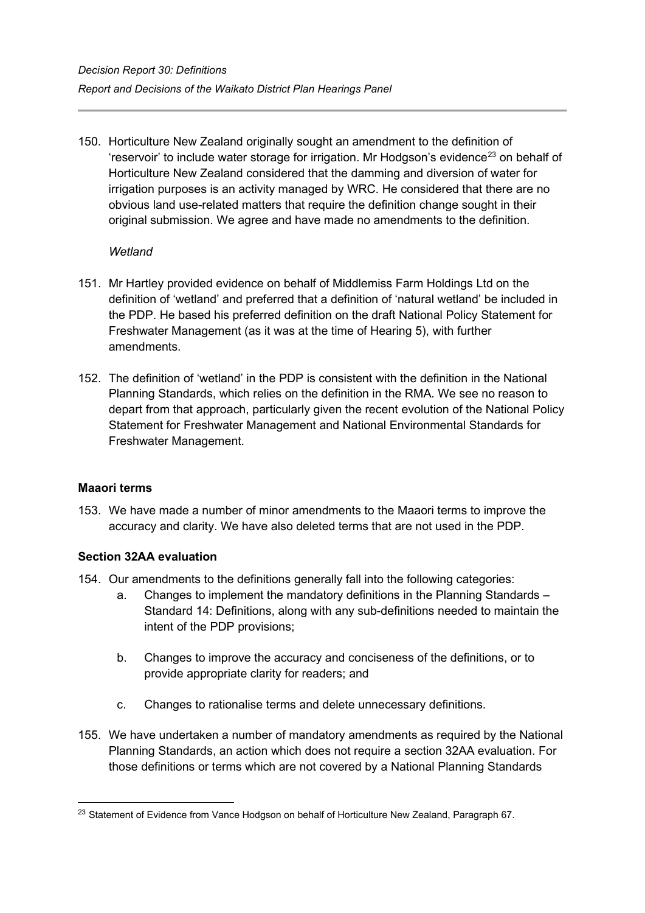150. Horticulture New Zealand originally sought an amendment to the definition of 'reservoir' to include water storage for irrigation. Mr Hodgson's evidence[23] on behalf of Horticulture New Zealand considered that the damming and diversion of water for irrigation purposes is an activity managed by WRC. He considered that there are no obvious land use-related matters that require the definition change sought in their original submission. We agree and have made no amendments to the definition.

*Wetland*

151. Mr Hartley provided evidence on behalf of Middlemiss Farm Holdings Ltd on the definition of 'wetland' and preferred that a definition of 'natural wetland' be included in the PDP. He based his preferred definition on the draft National Policy Statement for Freshwater Management (as it was at the time of Hearing 5), with further amendments.

152. The definition of 'wetland' in the PDP is consistent with the definition in the National Planning Standards, which relies on the definition in the RMA. We see no reason to depart from that approach, particularly given the recent evolution of the National Policy Statement for Freshwater Management and National Environmental Standards for Freshwater Management.

**Maaori terms**

153. We have made a number of minor amendments to the Maaori terms to improve the accuracy and clarity. We have also deleted terms that are not used in the PDP.

**Section 32AA evaluation**

154. Our amendments to the definitions generally fall into the following categories:
    a. Changes to implement the mandatory definitions in the Planning Standards – Standard 14: Definitions, along with any sub-definitions needed to maintain the intent of the PDP provisions;

    b. Changes to improve the accuracy and conciseness of the definitions, or to provide appropriate clarity for readers; and

    c. Changes to rationalise terms and delete unnecessary definitions.

155. We have undertaken a number of mandatory amendments as required by the National Planning Standards, an action which does not require a section 32AA evaluation. For those definitions or terms which are not covered by a National Planning Standards

[23] Statement of Evidence from Vance Hodgson on behalf of Horticulture New Zealand, Paragraph 67.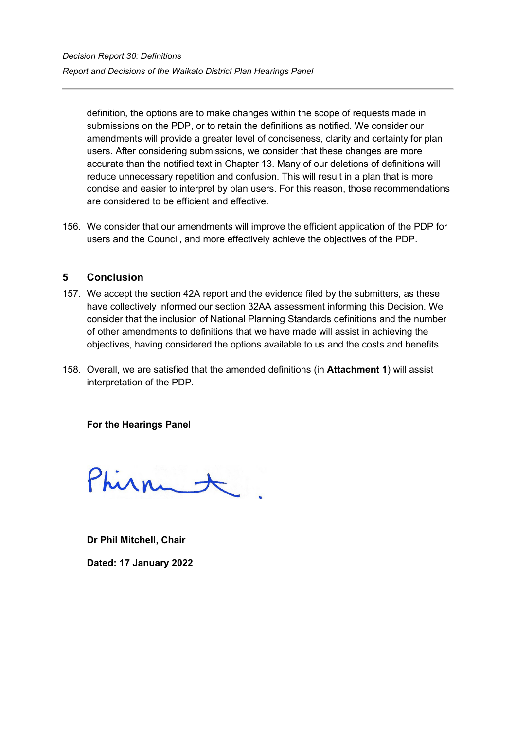definition, the options are to make changes within the scope of requests made in submissions on the PDP, or to retain the definitions as notified. We consider our amendments will provide a greater level of conciseness, clarity and certainty for plan users. After considering submissions, we consider that these changes are more accurate than the notified text in Chapter 13. Many of our deletions of definitions will reduce unnecessary repetition and confusion. This will result in a plan that is more concise and easier to interpret by plan users. For this reason, those recommendations are considered to be efficient and effective.

156. We consider that our amendments will improve the efficient application of the PDP for users and the Council, and more effectively achieve the objectives of the PDP.

## 5 Conclusion

157. We accept the section 42A report and the evidence filed by the submitters, as these have collectively informed our section 32AA assessment informing this Decision. We consider that the inclusion of National Planning Standards definitions and the number of other amendments to definitions that we have made will assist in achieving the objectives, having considered the options available to us and the costs and benefits.

158. Overall, we are satisfied that the amended definitions (in **Attachment 1**) will assist interpretation of the PDP.

**For the Hearings Panel**

**Dr Phil Mitchell, Chair**

**Dated: 17 January 2022**